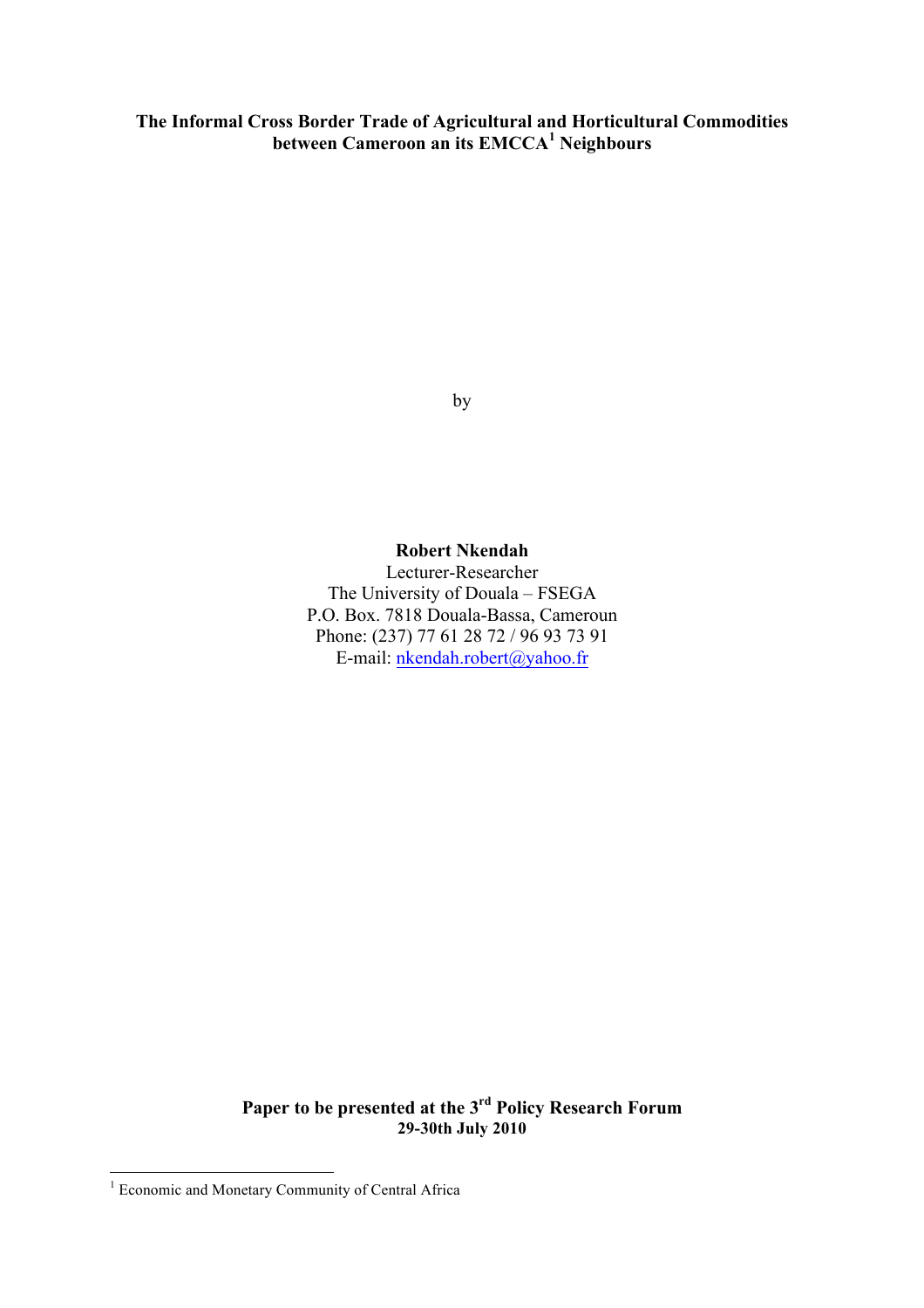# The Informal Cross Border Trade of Agricultural and Horticultural Commodities between Cameroon an its EMCCA[1] Neighbours

by

**Robert Nkendah**
Lecturer-Researcher
The University of Douala – FSEGA
P.O. Box. 7818 Douala-Bassa, Cameroun
Phone: (237) 77 61 28 72 / 96 93 73 91
E-mail: nkendah.robert@yahoo.fr

**Paper to be presented at the 3rd Policy Research Forum**
**29-30th July 2010**

[1] Economic and Monetary Community of Central Africa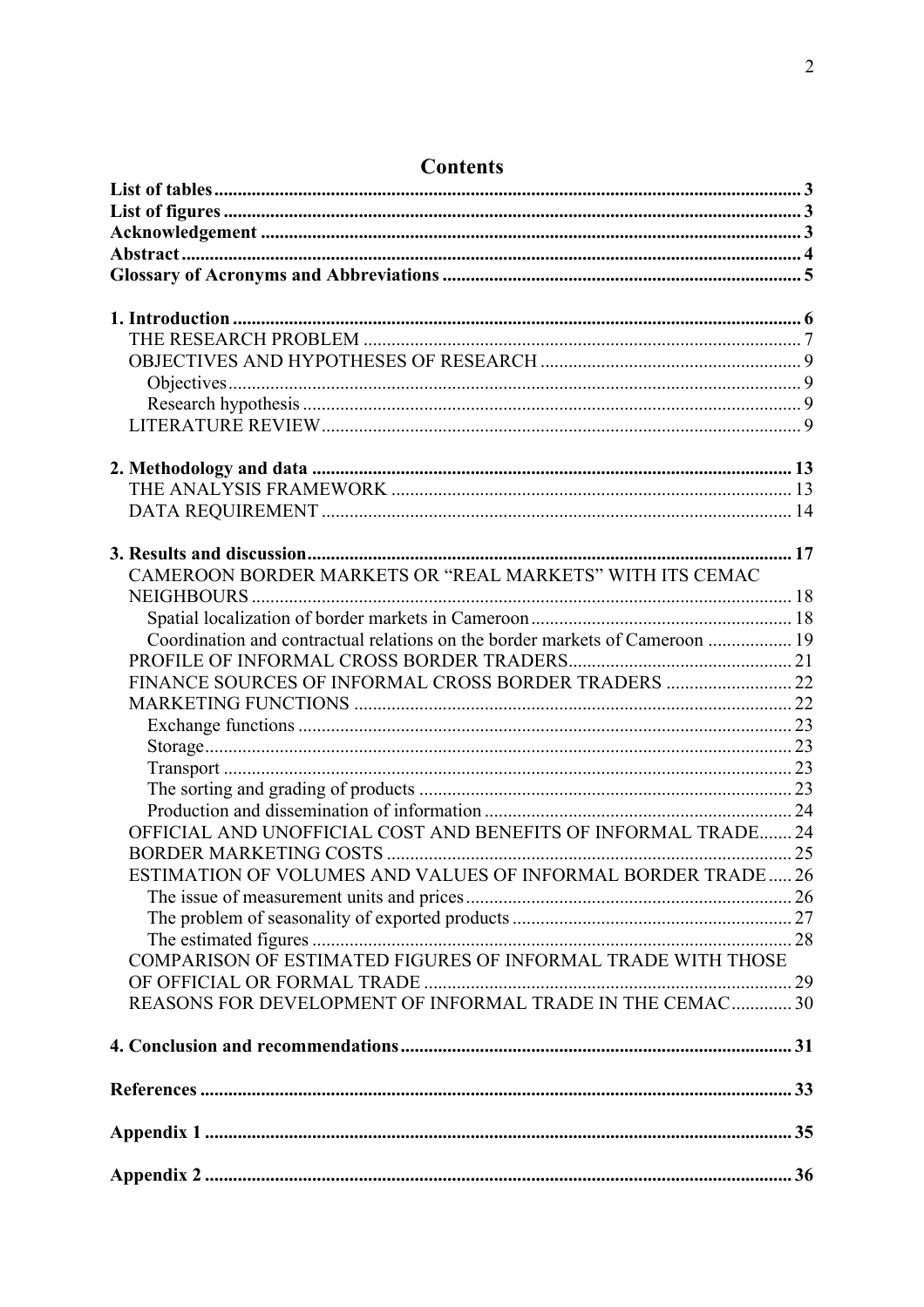# Contents

**List of tables** ... 3
**List of figures** ... 3
**Acknowledgement** ... 3
**Abstract** ... 4
**Glossary of Acronyms and Abbreviations** ... 5

**1. Introduction** ... 6
- THE RESEARCH PROBLEM ... 7
- OBJECTIVES AND HYPOTHESES OF RESEARCH ... 9
  - Objectives ... 9
  - Research hypothesis ... 9
- LITERATURE REVIEW ... 9

**2. Methodology and data** ... 13
- THE ANALYSIS FRAMEWORK ... 13
- DATA REQUIREMENT ... 14

**3. Results and discussion** ... 17
- CAMEROON BORDER MARKETS OR "REAL MARKETS" WITH ITS CEMAC NEIGHBOURS ... 18
  - Spatial localization of border markets in Cameroon ... 18
  - Coordination and contractual relations on the border markets of Cameroon ... 19
- PROFILE OF INFORMAL CROSS BORDER TRADERS ... 21
- FINANCE SOURCES OF INFORMAL CROSS BORDER TRADERS ... 22
- MARKETING FUNCTIONS ... 22
  - Exchange functions ... 23
  - Storage ... 23
  - Transport ... 23
  - The sorting and grading of products ... 23
  - Production and dissemination of information ... 24
- OFFICIAL AND UNOFFICIAL COST AND BENEFITS OF INFORMAL TRADE ... 24
- BORDER MARKETING COSTS ... 25
- ESTIMATION OF VOLUMES AND VALUES OF INFORMAL BORDER TRADE ... 26
  - The issue of measurement units and prices ... 26
  - The problem of seasonality of exported products ... 27
  - The estimated figures ... 28
- COMPARISON OF ESTIMATED FIGURES OF INFORMAL TRADE WITH THOSE OF OFFICIAL OR FORMAL TRADE ... 29
- REASONS FOR DEVELOPMENT OF INFORMAL TRADE IN THE CEMAC ... 30

**4. Conclusion and recommendations** ... 31

**References** ... 33

**Appendix 1** ... 35

**Appendix 2** ... 36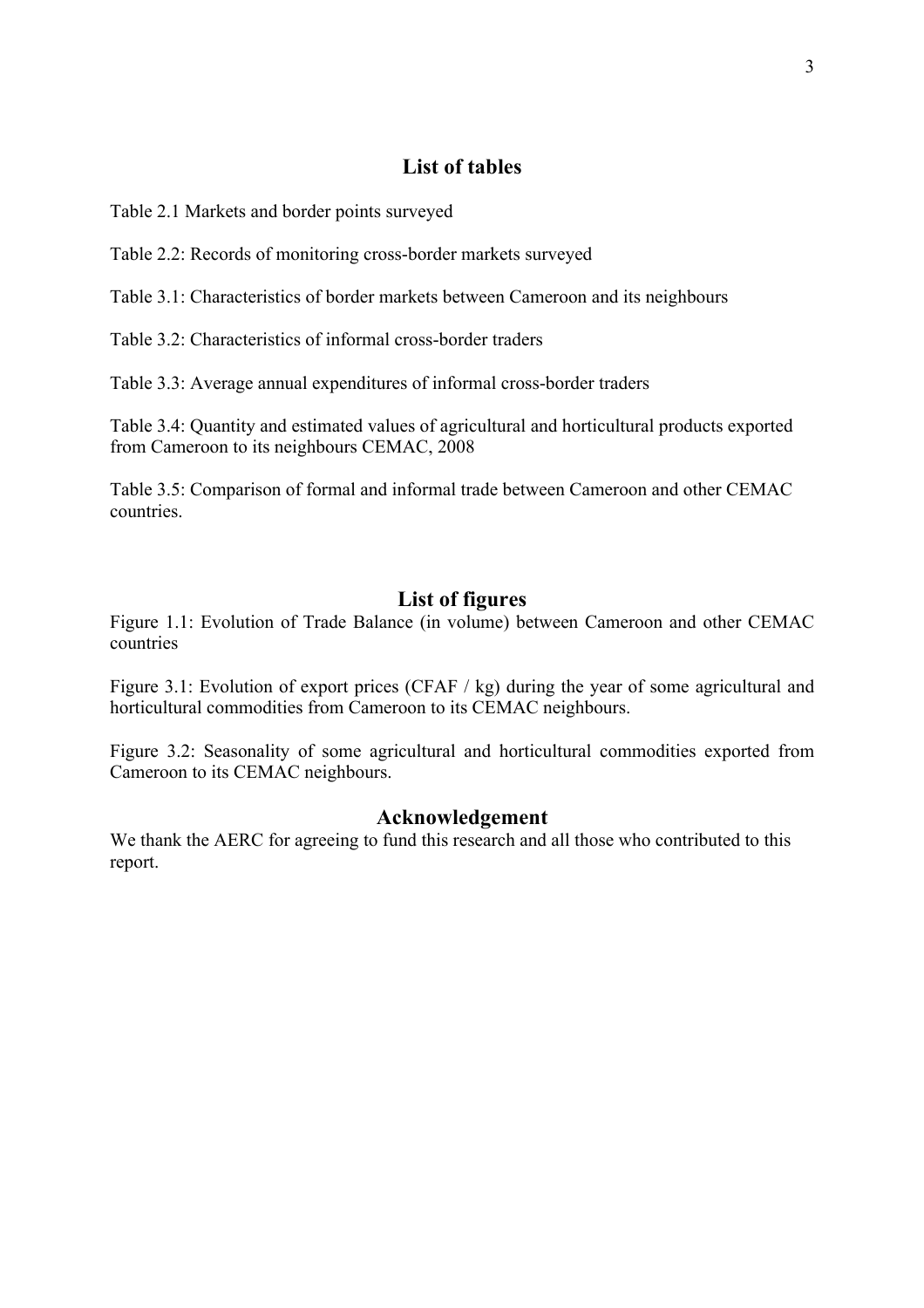## List of tables

Table 2.1 Markets and border points surveyed

Table 2.2: Records of monitoring cross-border markets surveyed

Table 3.1: Characteristics of border markets between Cameroon and its neighbours

Table 3.2: Characteristics of informal cross-border traders

Table 3.3: Average annual expenditures of informal cross-border traders

Table 3.4: Quantity and estimated values of agricultural and horticultural products exported from Cameroon to its neighbours CEMAC, 2008

Table 3.5: Comparison of formal and informal trade between Cameroon and other CEMAC countries.

## List of figures

Figure 1.1: Evolution of Trade Balance (in volume) between Cameroon and other CEMAC countries

Figure 3.1: Evolution of export prices (CFAF / kg) during the year of some agricultural and horticultural commodities from Cameroon to its CEMAC neighbours.

Figure 3.2: Seasonality of some agricultural and horticultural commodities exported from Cameroon to its CEMAC neighbours.

## Acknowledgement

We thank the AERC for agreeing to fund this research and all those who contributed to this report.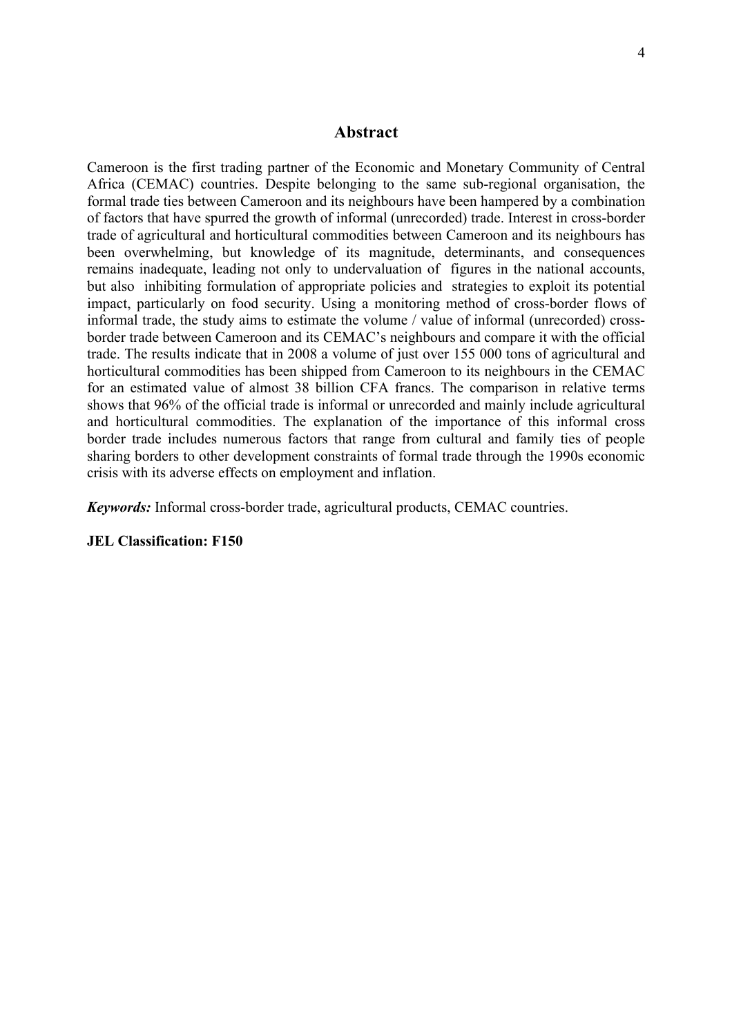## Abstract

Cameroon is the first trading partner of the Economic and Monetary Community of Central Africa (CEMAC) countries. Despite belonging to the same sub-regional organisation, the formal trade ties between Cameroon and its neighbours have been hampered by a combination of factors that have spurred the growth of informal (unrecorded) trade. Interest in cross-border trade of agricultural and horticultural commodities between Cameroon and its neighbours has been overwhelming, but knowledge of its magnitude, determinants, and consequences remains inadequate, leading not only to undervaluation of figures in the national accounts, but also inhibiting formulation of appropriate policies and strategies to exploit its potential impact, particularly on food security. Using a monitoring method of cross-border flows of informal trade, the study aims to estimate the volume / value of informal (unrecorded) cross-border trade between Cameroon and its CEMAC's neighbours and compare it with the official trade. The results indicate that in 2008 a volume of just over 155 000 tons of agricultural and horticultural commodities has been shipped from Cameroon to its neighbours in the CEMAC for an estimated value of almost 38 billion CFA francs. The comparison in relative terms shows that 96% of the official trade is informal or unrecorded and mainly include agricultural and horticultural commodities. The explanation of the importance of this informal cross border trade includes numerous factors that range from cultural and family ties of people sharing borders to other development constraints of formal trade through the 1990s economic crisis with its adverse effects on employment and inflation.

***Keywords:*** Informal cross-border trade, agricultural products, CEMAC countries.

**JEL Classification: F150**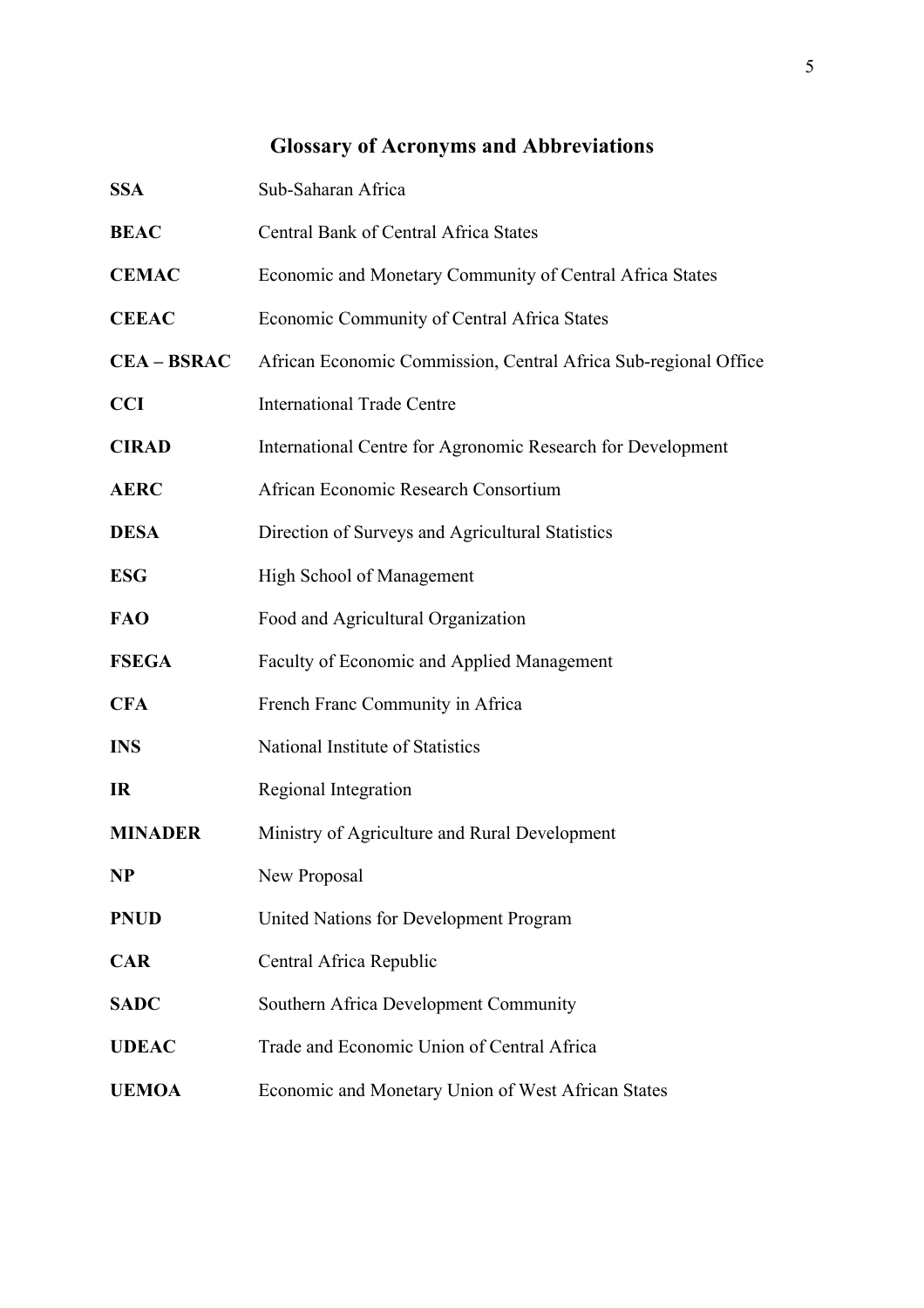## Glossary of Acronyms and Abbreviations

| | |
|---|---|
| **SSA** | Sub-Saharan Africa |
| **BEAC** | Central Bank of Central Africa States |
| **CEMAC** | Economic and Monetary Community of Central Africa States |
| **CEEAC** | Economic Community of Central Africa States |
| **CEA – BSRAC** | African Economic Commission, Central Africa Sub-regional Office |
| **CCI** | International Trade Centre |
| **CIRAD** | International Centre for Agronomic Research for Development |
| **AERC** | African Economic Research Consortium |
| **DESA** | Direction of Surveys and Agricultural Statistics |
| **ESG** | High School of Management |
| **FAO** | Food and Agricultural Organization |
| **FSEGA** | Faculty of Economic and Applied Management |
| **CFA** | French Franc Community in Africa |
| **INS** | National Institute of Statistics |
| **IR** | Regional Integration |
| **MINADER** | Ministry of Agriculture and Rural Development |
| **NP** | New Proposal |
| **PNUD** | United Nations for Development Program |
| **CAR** | Central Africa Republic |
| **SADC** | Southern Africa Development Community |
| **UDEAC** | Trade and Economic Union of Central Africa |
| **UEMOA** | Economic and Monetary Union of West African States |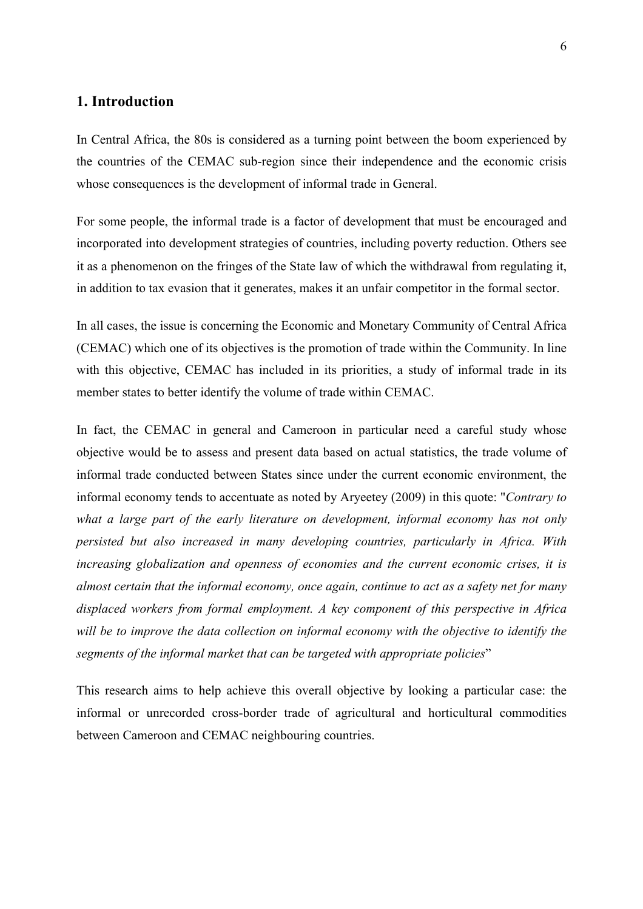# 1. Introduction

In Central Africa, the 80s is considered as a turning point between the boom experienced by the countries of the CEMAC sub-region since their independence and the economic crisis whose consequences is the development of informal trade in General.

For some people, the informal trade is a factor of development that must be encouraged and incorporated into development strategies of countries, including poverty reduction. Others see it as a phenomenon on the fringes of the State law of which the withdrawal from regulating it, in addition to tax evasion that it generates, makes it an unfair competitor in the formal sector.

In all cases, the issue is concerning the Economic and Monetary Community of Central Africa (CEMAC) which one of its objectives is the promotion of trade within the Community. In line with this objective, CEMAC has included in its priorities, a study of informal trade in its member states to better identify the volume of trade within CEMAC.

In fact, the CEMAC in general and Cameroon in particular need a careful study whose objective would be to assess and present data based on actual statistics, the trade volume of informal trade conducted between States since under the current economic environment, the informal economy tends to accentuate as noted by Aryeetey (2009) in this quote: "*Contrary to what a large part of the early literature on development, informal economy has not only persisted but also increased in many developing countries, particularly in Africa. With increasing globalization and openness of economies and the current economic crises, it is almost certain that the informal economy, once again, continue to act as a safety net for many displaced workers from formal employment. A key component of this perspective in Africa will be to improve the data collection on informal economy with the objective to identify the segments of the informal market that can be targeted with appropriate policies*"

This research aims to help achieve this overall objective by looking a particular case: the informal or unrecorded cross-border trade of agricultural and horticultural commodities between Cameroon and CEMAC neighbouring countries.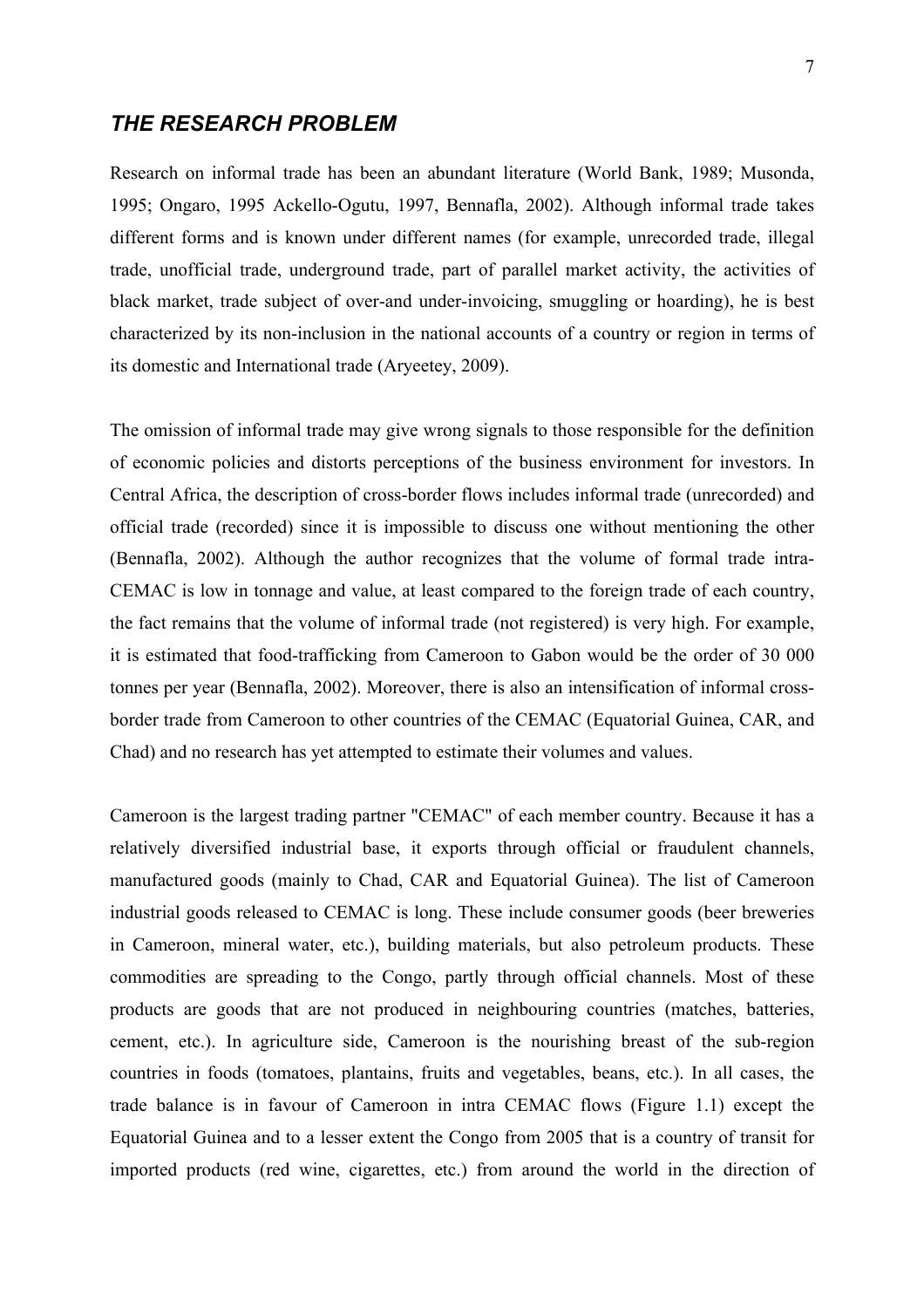## *THE RESEARCH PROBLEM*

Research on informal trade has been an abundant literature (World Bank, 1989; Musonda, 1995; Ongaro, 1995 Ackello-Ogutu, 1997, Bennafla, 2002). Although informal trade takes different forms and is known under different names (for example, unrecorded trade, illegal trade, unofficial trade, underground trade, part of parallel market activity, the activities of black market, trade subject of over-and under-invoicing, smuggling or hoarding), he is best characterized by its non-inclusion in the national accounts of a country or region in terms of its domestic and International trade (Aryeetey, 2009).

The omission of informal trade may give wrong signals to those responsible for the definition of economic policies and distorts perceptions of the business environment for investors. In Central Africa, the description of cross-border flows includes informal trade (unrecorded) and official trade (recorded) since it is impossible to discuss one without mentioning the other (Bennafla, 2002). Although the author recognizes that the volume of formal trade intra-CEMAC is low in tonnage and value, at least compared to the foreign trade of each country, the fact remains that the volume of informal trade (not registered) is very high. For example, it is estimated that food-trafficking from Cameroon to Gabon would be the order of 30 000 tonnes per year (Bennafla, 2002). Moreover, there is also an intensification of informal cross-border trade from Cameroon to other countries of the CEMAC (Equatorial Guinea, CAR, and Chad) and no research has yet attempted to estimate their volumes and values.

Cameroon is the largest trading partner "CEMAC" of each member country. Because it has a relatively diversified industrial base, it exports through official or fraudulent channels, manufactured goods (mainly to Chad, CAR and Equatorial Guinea). The list of Cameroon industrial goods released to CEMAC is long. These include consumer goods (beer breweries in Cameroon, mineral water, etc.), building materials, but also petroleum products. These commodities are spreading to the Congo, partly through official channels. Most of these products are goods that are not produced in neighbouring countries (matches, batteries, cement, etc.). In agriculture side, Cameroon is the nourishing breast of the sub-region countries in foods (tomatoes, plantains, fruits and vegetables, beans, etc.). In all cases, the trade balance is in favour of Cameroon in intra CEMAC flows (Figure 1.1) except the Equatorial Guinea and to a lesser extent the Congo from 2005 that is a country of transit for imported products (red wine, cigarettes, etc.) from around the world in the direction of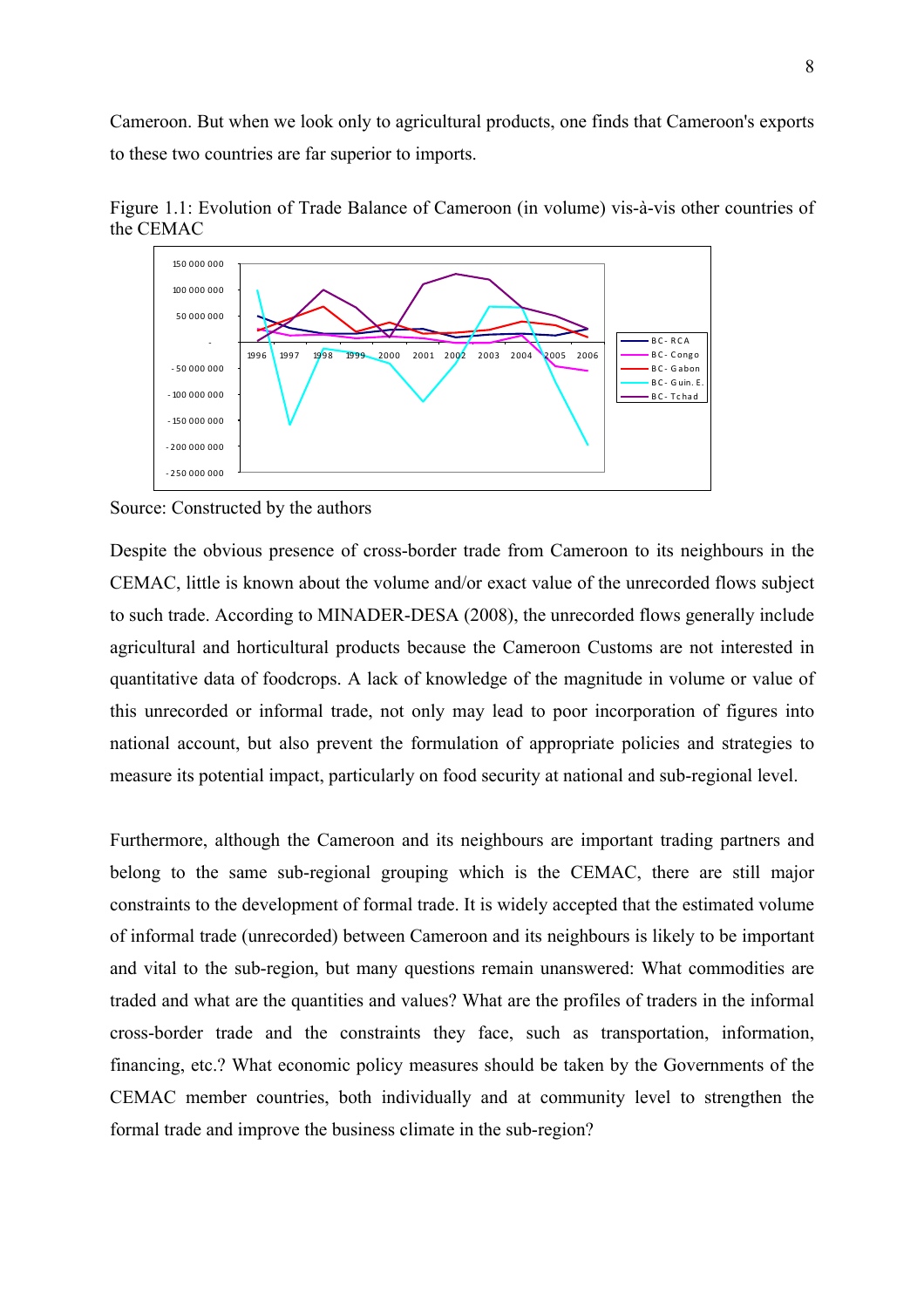Cameroon. But when we look only to agricultural products, one finds that Cameroon's exports to these two countries are far superior to imports.

Figure 1.1: Evolution of Trade Balance of Cameroon (in volume) vis-à-vis other countries of the CEMAC

Source: Constructed by the authors

Despite the obvious presence of cross-border trade from Cameroon to its neighbours in the CEMAC, little is known about the volume and/or exact value of the unrecorded flows subject to such trade. According to MINADER-DESA (2008), the unrecorded flows generally include agricultural and horticultural products because the Cameroon Customs are not interested in quantitative data of foodcrops. A lack of knowledge of the magnitude in volume or value of this unrecorded or informal trade, not only may lead to poor incorporation of figures into national account, but also prevent the formulation of appropriate policies and strategies to measure its potential impact, particularly on food security at national and sub-regional level.

Furthermore, although the Cameroon and its neighbours are important trading partners and belong to the same sub-regional grouping which is the CEMAC, there are still major constraints to the development of formal trade. It is widely accepted that the estimated volume of informal trade (unrecorded) between Cameroon and its neighbours is likely to be important and vital to the sub-region, but many questions remain unanswered: What commodities are traded and what are the quantities and values? What are the profiles of traders in the informal cross-border trade and the constraints they face, such as transportation, information, financing, etc.? What economic policy measures should be taken by the Governments of the CEMAC member countries, both individually and at community level to strengthen the formal trade and improve the business climate in the sub-region?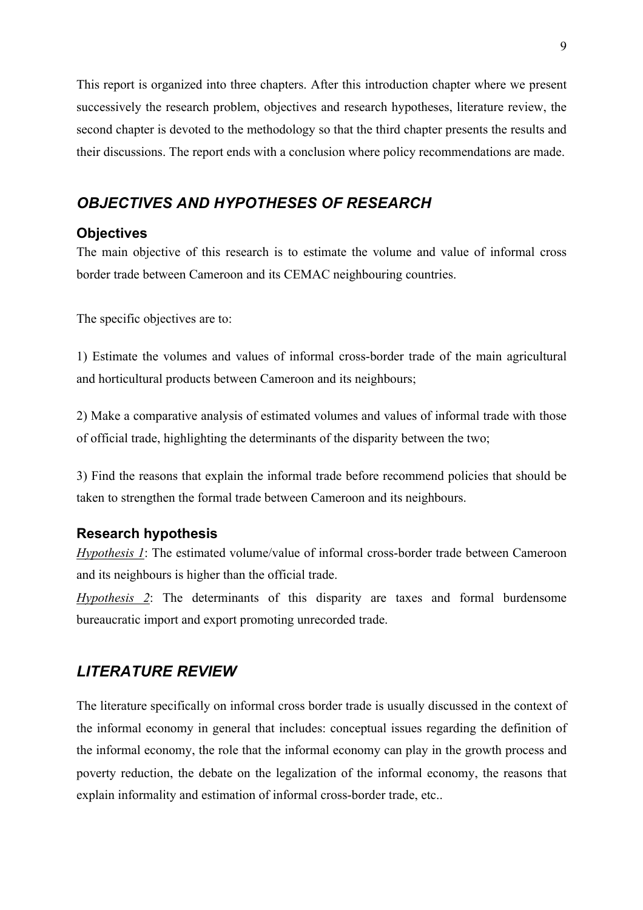This report is organized into three chapters. After this introduction chapter where we present successively the research problem, objectives and research hypotheses, literature review, the second chapter is devoted to the methodology so that the third chapter presents the results and their discussions. The report ends with a conclusion where policy recommendations are made.

## *OBJECTIVES AND HYPOTHESES OF RESEARCH*

### Objectives

The main objective of this research is to estimate the volume and value of informal cross border trade between Cameroon and its CEMAC neighbouring countries.

The specific objectives are to:

1) Estimate the volumes and values of informal cross-border trade of the main agricultural and horticultural products between Cameroon and its neighbours;

2) Make a comparative analysis of estimated volumes and values of informal trade with those of official trade, highlighting the determinants of the disparity between the two;

3) Find the reasons that explain the informal trade before recommend policies that should be taken to strengthen the formal trade between Cameroon and its neighbours.

### Research hypothesis

*Hypothesis 1*: The estimated volume/value of informal cross-border trade between Cameroon and its neighbours is higher than the official trade.

*Hypothesis 2*: The determinants of this disparity are taxes and formal burdensome bureaucratic import and export promoting unrecorded trade.

## *LITERATURE REVIEW*

The literature specifically on informal cross border trade is usually discussed in the context of the informal economy in general that includes: conceptual issues regarding the definition of the informal economy, the role that the informal economy can play in the growth process and poverty reduction, the debate on the legalization of the informal economy, the reasons that explain informality and estimation of informal cross-border trade, etc..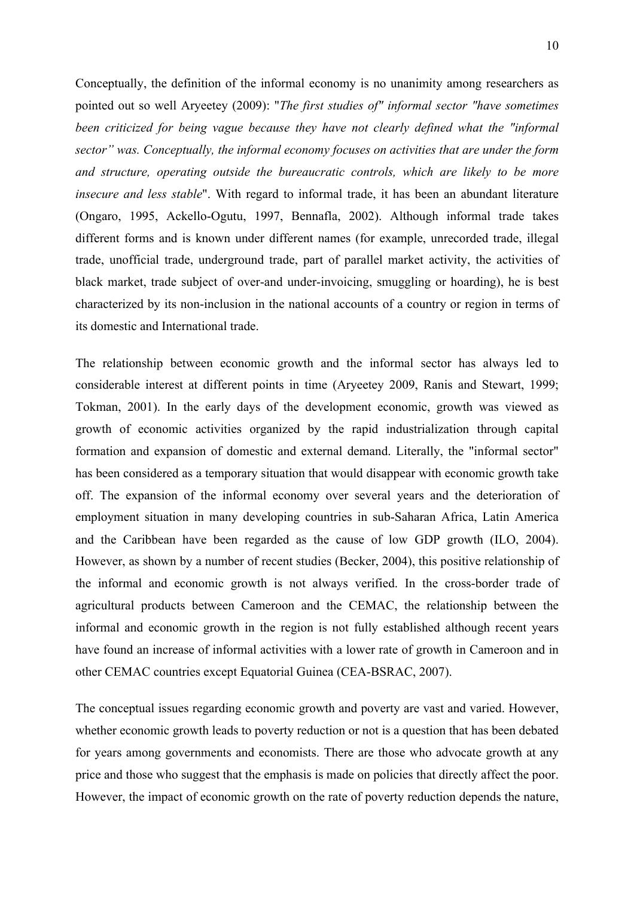Conceptually, the definition of the informal economy is no unanimity among researchers as pointed out so well Aryeetey (2009): "*The first studies of" informal sector "have sometimes been criticized for being vague because they have not clearly defined what the "informal sector" was. Conceptually, the informal economy focuses on activities that are under the form and structure, operating outside the bureaucratic controls, which are likely to be more insecure and less stable*". With regard to informal trade, it has been an abundant literature (Ongaro, 1995, Ackello-Ogutu, 1997, Bennafla, 2002). Although informal trade takes different forms and is known under different names (for example, unrecorded trade, illegal trade, unofficial trade, underground trade, part of parallel market activity, the activities of black market, trade subject of over-and under-invoicing, smuggling or hoarding), he is best characterized by its non-inclusion in the national accounts of a country or region in terms of its domestic and International trade.

The relationship between economic growth and the informal sector has always led to considerable interest at different points in time (Aryeetey 2009, Ranis and Stewart, 1999; Tokman, 2001). In the early days of the development economic, growth was viewed as growth of economic activities organized by the rapid industrialization through capital formation and expansion of domestic and external demand. Literally, the "informal sector" has been considered as a temporary situation that would disappear with economic growth take off. The expansion of the informal economy over several years and the deterioration of employment situation in many developing countries in sub-Saharan Africa, Latin America and the Caribbean have been regarded as the cause of low GDP growth (ILO, 2004). However, as shown by a number of recent studies (Becker, 2004), this positive relationship of the informal and economic growth is not always verified. In the cross-border trade of agricultural products between Cameroon and the CEMAC, the relationship between the informal and economic growth in the region is not fully established although recent years have found an increase of informal activities with a lower rate of growth in Cameroon and in other CEMAC countries except Equatorial Guinea (CEA-BSRAC, 2007).

The conceptual issues regarding economic growth and poverty are vast and varied. However, whether economic growth leads to poverty reduction or not is a question that has been debated for years among governments and economists. There are those who advocate growth at any price and those who suggest that the emphasis is made on policies that directly affect the poor. However, the impact of economic growth on the rate of poverty reduction depends the nature,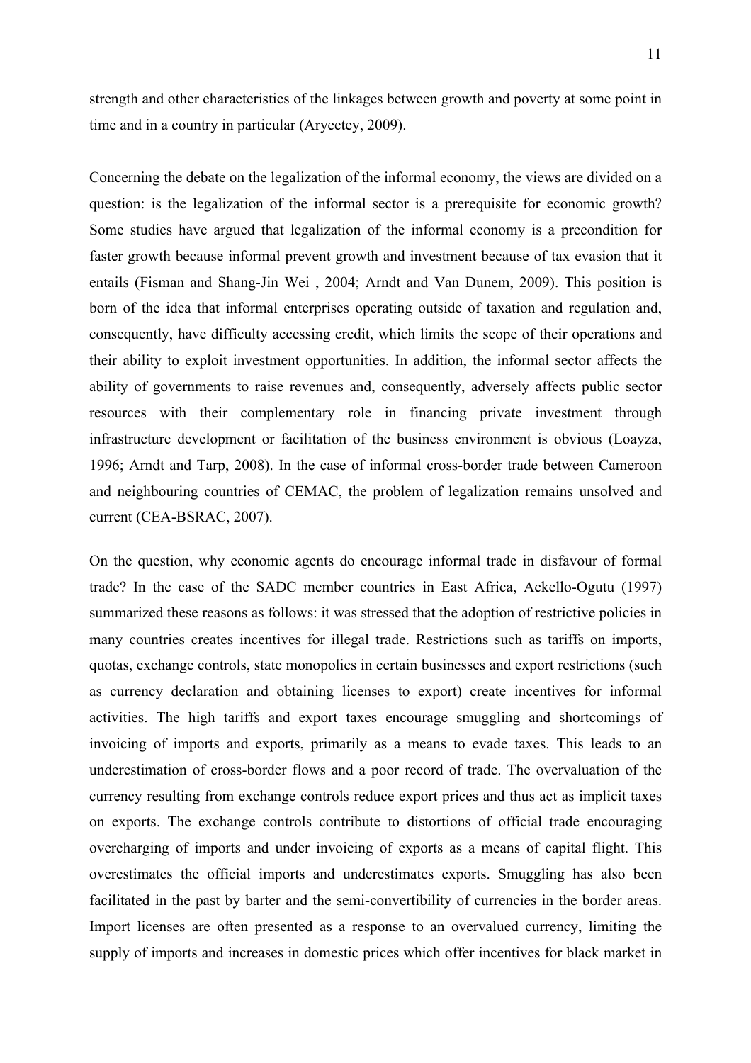strength and other characteristics of the linkages between growth and poverty at some point in time and in a country in particular (Aryeetey, 2009).

Concerning the debate on the legalization of the informal economy, the views are divided on a question: is the legalization of the informal sector is a prerequisite for economic growth? Some studies have argued that legalization of the informal economy is a precondition for faster growth because informal prevent growth and investment because of tax evasion that it entails (Fisman and Shang-Jin Wei , 2004; Arndt and Van Dunem, 2009). This position is born of the idea that informal enterprises operating outside of taxation and regulation and, consequently, have difficulty accessing credit, which limits the scope of their operations and their ability to exploit investment opportunities. In addition, the informal sector affects the ability of governments to raise revenues and, consequently, adversely affects public sector resources with their complementary role in financing private investment through infrastructure development or facilitation of the business environment is obvious (Loayza, 1996; Arndt and Tarp, 2008). In the case of informal cross-border trade between Cameroon and neighbouring countries of CEMAC, the problem of legalization remains unsolved and current (CEA-BSRAC, 2007).

On the question, why economic agents do encourage informal trade in disfavour of formal trade? In the case of the SADC member countries in East Africa, Ackello-Ogutu (1997) summarized these reasons as follows: it was stressed that the adoption of restrictive policies in many countries creates incentives for illegal trade. Restrictions such as tariffs on imports, quotas, exchange controls, state monopolies in certain businesses and export restrictions (such as currency declaration and obtaining licenses to export) create incentives for informal activities. The high tariffs and export taxes encourage smuggling and shortcomings of invoicing of imports and exports, primarily as a means to evade taxes. This leads to an underestimation of cross-border flows and a poor record of trade. The overvaluation of the currency resulting from exchange controls reduce export prices and thus act as implicit taxes on exports. The exchange controls contribute to distortions of official trade encouraging overcharging of imports and under invoicing of exports as a means of capital flight. This overestimates the official imports and underestimates exports. Smuggling has also been facilitated in the past by barter and the semi-convertibility of currencies in the border areas. Import licenses are often presented as a response to an overvalued currency, limiting the supply of imports and increases in domestic prices which offer incentives for black market in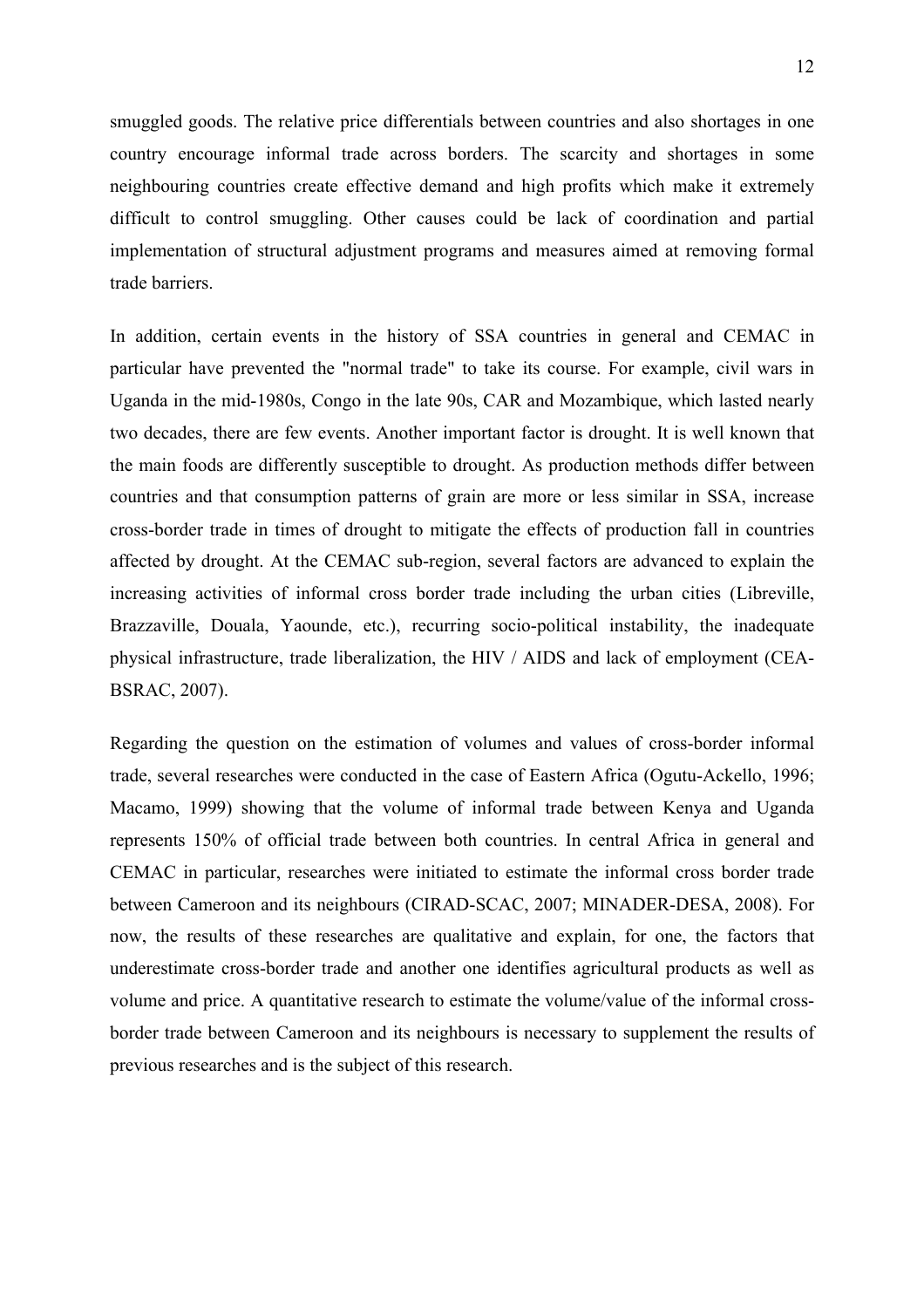smuggled goods. The relative price differentials between countries and also shortages in one country encourage informal trade across borders. The scarcity and shortages in some neighbouring countries create effective demand and high profits which make it extremely difficult to control smuggling. Other causes could be lack of coordination and partial implementation of structural adjustment programs and measures aimed at removing formal trade barriers.

In addition, certain events in the history of SSA countries in general and CEMAC in particular have prevented the "normal trade" to take its course. For example, civil wars in Uganda in the mid-1980s, Congo in the late 90s, CAR and Mozambique, which lasted nearly two decades, there are few events. Another important factor is drought. It is well known that the main foods are differently susceptible to drought. As production methods differ between countries and that consumption patterns of grain are more or less similar in SSA, increase cross-border trade in times of drought to mitigate the effects of production fall in countries affected by drought. At the CEMAC sub-region, several factors are advanced to explain the increasing activities of informal cross border trade including the urban cities (Libreville, Brazzaville, Douala, Yaounde, etc.), recurring socio-political instability, the inadequate physical infrastructure, trade liberalization, the HIV / AIDS and lack of employment (CEA-BSRAC, 2007).

Regarding the question on the estimation of volumes and values of cross-border informal trade, several researches were conducted in the case of Eastern Africa (Ogutu-Ackello, 1996; Macamo, 1999) showing that the volume of informal trade between Kenya and Uganda represents 150% of official trade between both countries. In central Africa in general and CEMAC in particular, researches were initiated to estimate the informal cross border trade between Cameroon and its neighbours (CIRAD-SCAC, 2007; MINADER-DESA, 2008). For now, the results of these researches are qualitative and explain, for one, the factors that underestimate cross-border trade and another one identifies agricultural products as well as volume and price. A quantitative research to estimate the volume/value of the informal cross-border trade between Cameroon and its neighbours is necessary to supplement the results of previous researches and is the subject of this research.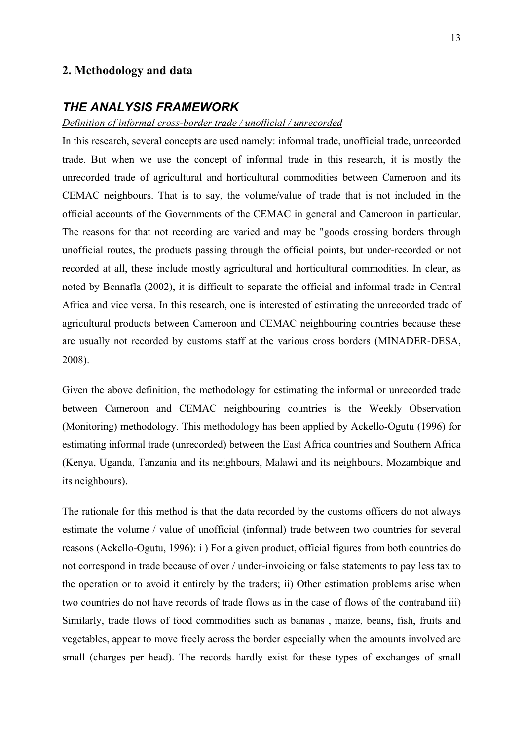## 2. Methodology and data

### *THE ANALYSIS FRAMEWORK*

*Definition of informal cross-border trade / unofficial / unrecorded*

In this research, several concepts are used namely: informal trade, unofficial trade, unrecorded trade. But when we use the concept of informal trade in this research, it is mostly the unrecorded trade of agricultural and horticultural commodities between Cameroon and its CEMAC neighbours. That is to say, the volume/value of trade that is not included in the official accounts of the Governments of the CEMAC in general and Cameroon in particular. The reasons for that not recording are varied and may be "goods crossing borders through unofficial routes, the products passing through the official points, but under-recorded or not recorded at all, these include mostly agricultural and horticultural commodities. In clear, as noted by Bennafla (2002), it is difficult to separate the official and informal trade in Central Africa and vice versa. In this research, one is interested of estimating the unrecorded trade of agricultural products between Cameroon and CEMAC neighbouring countries because these are usually not recorded by customs staff at the various cross borders (MINADER-DESA, 2008).

Given the above definition, the methodology for estimating the informal or unrecorded trade between Cameroon and CEMAC neighbouring countries is the Weekly Observation (Monitoring) methodology. This methodology has been applied by Ackello-Ogutu (1996) for estimating informal trade (unrecorded) between the East Africa countries and Southern Africa (Kenya, Uganda, Tanzania and its neighbours, Malawi and its neighbours, Mozambique and its neighbours).

The rationale for this method is that the data recorded by the customs officers do not always estimate the volume / value of unofficial (informal) trade between two countries for several reasons (Ackello-Ogutu, 1996): i ) For a given product, official figures from both countries do not correspond in trade because of over / under-invoicing or false statements to pay less tax to the operation or to avoid it entirely by the traders; ii) Other estimation problems arise when two countries do not have records of trade flows as in the case of flows of the contraband iii) Similarly, trade flows of food commodities such as bananas , maize, beans, fish, fruits and vegetables, appear to move freely across the border especially when the amounts involved are small (charges per head). The records hardly exist for these types of exchanges of small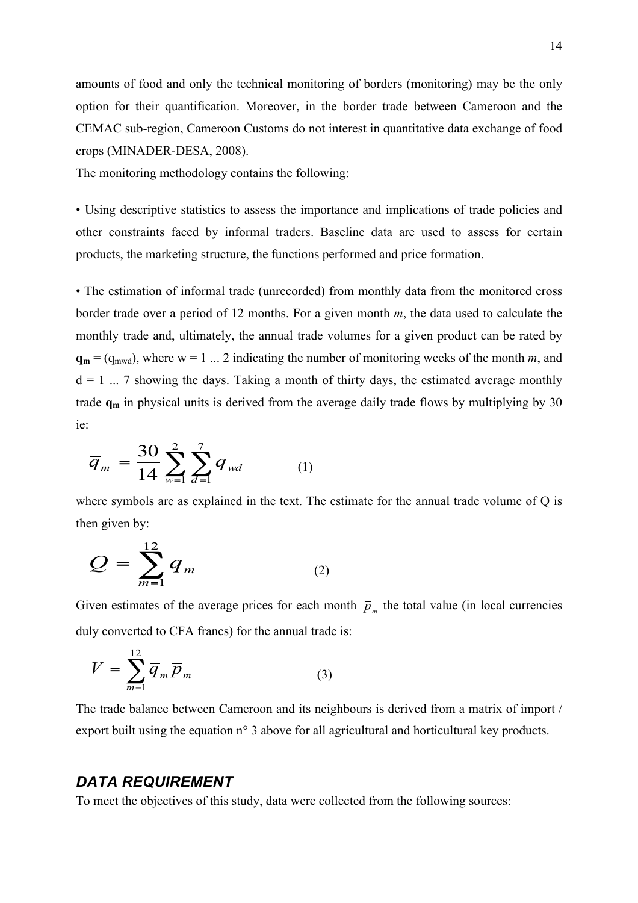amounts of food and only the technical monitoring of borders (monitoring) may be the only option for their quantification. Moreover, in the border trade between Cameroon and the CEMAC sub-region, Cameroon Customs do not interest in quantitative data exchange of food crops (MINADER-DESA, 2008).

The monitoring methodology contains the following:

• Using descriptive statistics to assess the importance and implications of trade policies and other constraints faced by informal traders. Baseline data are used to assess for certain products, the marketing structure, the functions performed and price formation.

• The estimation of informal trade (unrecorded) from monthly data from the monitored cross border trade over a period of 12 months. For a given month *m*, the data used to calculate the monthly trade and, ultimately, the annual trade volumes for a given product can be rated by $\mathbf{q_m} = (q_{mwd})$, where w = 1 ... 2 indicating the number of monitoring weeks of the month *m*, and d = 1 ... 7 showing the days. Taking a month of thirty days, the estimated average monthly trade $\mathbf{q_m}$ in physical units is derived from the average daily trade flows by multiplying by 30 ie:

$$\overline{q}_m = \frac{30}{14} \sum_{w=1}^{2} \sum_{d=1}^{7} q_{wd} \qquad (1)$$

where symbols are as explained in the text. The estimate for the annual trade volume of Q is then given by:

$$Q = \sum_{m=1}^{12} \overline{q}_m \qquad (2)$$

Given estimates of the average prices for each month $\overline{p}_m$ the total value (in local currencies duly converted to CFA francs) for the annual trade is:

$$V = \sum_{m=1}^{12} \overline{q}_m \overline{p}_m \qquad (3)$$

The trade balance between Cameroon and its neighbours is derived from a matrix of import / export built using the equation n° 3 above for all agricultural and horticultural key products.

## *DATA REQUIREMENT*

To meet the objectives of this study, data were collected from the following sources: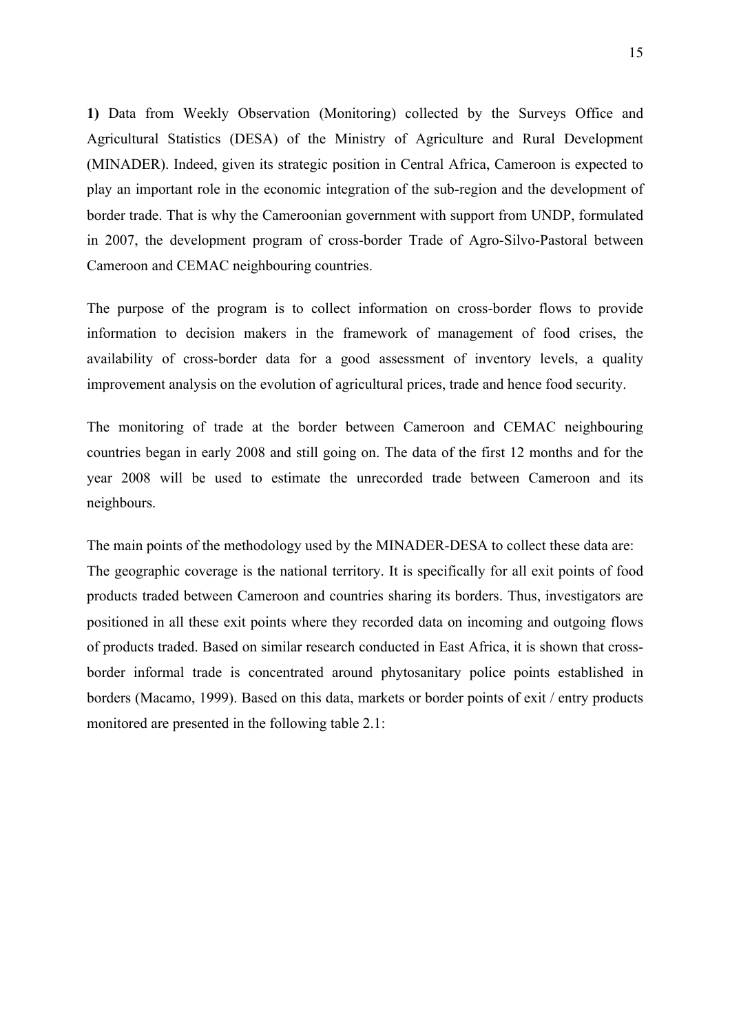**1)** Data from Weekly Observation (Monitoring) collected by the Surveys Office and Agricultural Statistics (DESA) of the Ministry of Agriculture and Rural Development (MINADER). Indeed, given its strategic position in Central Africa, Cameroon is expected to play an important role in the economic integration of the sub-region and the development of border trade. That is why the Cameroonian government with support from UNDP, formulated in 2007, the development program of cross-border Trade of Agro-Silvo-Pastoral between Cameroon and CEMAC neighbouring countries.

The purpose of the program is to collect information on cross-border flows to provide information to decision makers in the framework of management of food crises, the availability of cross-border data for a good assessment of inventory levels, a quality improvement analysis on the evolution of agricultural prices, trade and hence food security.

The monitoring of trade at the border between Cameroon and CEMAC neighbouring countries began in early 2008 and still going on. The data of the first 12 months and for the year 2008 will be used to estimate the unrecorded trade between Cameroon and its neighbours.

The main points of the methodology used by the MINADER-DESA to collect these data are:
The geographic coverage is the national territory. It is specifically for all exit points of food products traded between Cameroon and countries sharing its borders. Thus, investigators are positioned in all these exit points where they recorded data on incoming and outgoing flows of products traded. Based on similar research conducted in East Africa, it is shown that cross-border informal trade is concentrated around phytosanitary police points established in borders (Macamo, 1999). Based on this data, markets or border points of exit / entry products monitored are presented in the following table 2.1: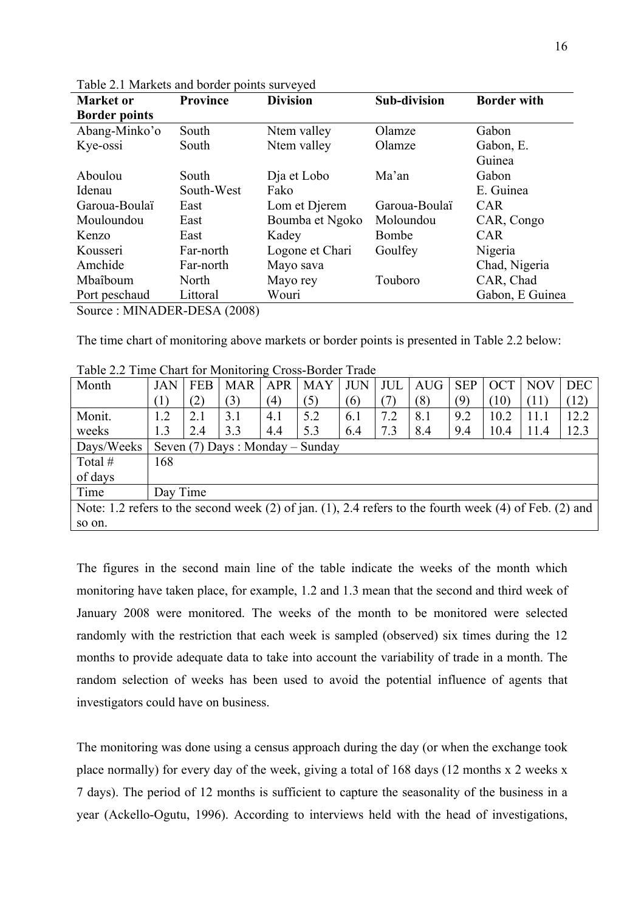Table 2.1 Markets and border points surveyed

| Market or Border points | Province | Division | Sub-division | Border with |
|---|---|---|---|---|
| Abang-Minko'o | South | Ntem valley | Olamze | Gabon |
| Kye-ossi | South | Ntem valley | Olamze | Gabon, E. Guinea |
| Aboulou | South | Dja et Lobo | Ma'an | Gabon |
| Idenau | South-West | Fako | | E. Guinea |
| Garoua-Boulaï | East | Lom et Djerem | Garoua-Boulaï | CAR |
| Mouloundou | East | Boumba et Ngoko | Moloundou | CAR, Congo |
| Kenzo | East | Kadey | Bombe | CAR |
| Kousseri | Far-north | Logone et Chari | Goulfey | Nigeria |
| Amchide | Far-north | Mayo sava | | Chad, Nigeria |
| Mbaîboum | North | Mayo rey | Touboro | CAR, Chad |
| Port peschaud | Littoral | Wouri | | Gabon, E Guinea |

Source : MINADER-DESA (2008)

The time chart of monitoring above markets or border points is presented in Table 2.2 below:

Table 2.2 Time Chart for Monitoring Cross-Border Trade

| Month | JAN (1) | FEB (2) | MAR (3) | APR (4) | MAY (5) | JUN (6) | JUL (7) | AUG (8) | SEP (9) | OCT (10) | NOV (11) | DEC (12) |
|---|---|---|---|---|---|---|---|---|---|---|---|---|
| Monit. weeks | 1.2<br>1.3 | 2.1<br>2.4 | 3.1<br>3.3 | 4.1<br>4.4 | 5.2<br>5.3 | 6.1<br>6.4 | 7.2<br>7.3 | 8.1<br>8.4 | 9.2<br>9.4 | 10.2<br>10.4 | 11.1<br>11.4 | 12.2<br>12.3 |
| Days/Weeks | Seven (7) Days : Monday – Sunday | | | | | | | | | | | |
| Total # of days | 168 | | | | | | | | | | | |
| Time | Day Time | | | | | | | | | | | |
| Note: 1.2 refers to the second week (2) of jan. (1), 2.4 refers to the fourth week (4) of Feb. (2) and so on. | | | | | | | | | | | | |

The figures in the second main line of the table indicate the weeks of the month which monitoring have taken place, for example, 1.2 and 1.3 mean that the second and third week of January 2008 were monitored. The weeks of the month to be monitored were selected randomly with the restriction that each week is sampled (observed) six times during the 12 months to provide adequate data to take into account the variability of trade in a month. The random selection of weeks has been used to avoid the potential influence of agents that investigators could have on business.

The monitoring was done using a census approach during the day (or when the exchange took place normally) for every day of the week, giving a total of 168 days (12 months x 2 weeks x 7 days). The period of 12 months is sufficient to capture the seasonality of the business in a year (Ackello-Ogutu, 1996). According to interviews held with the head of investigations,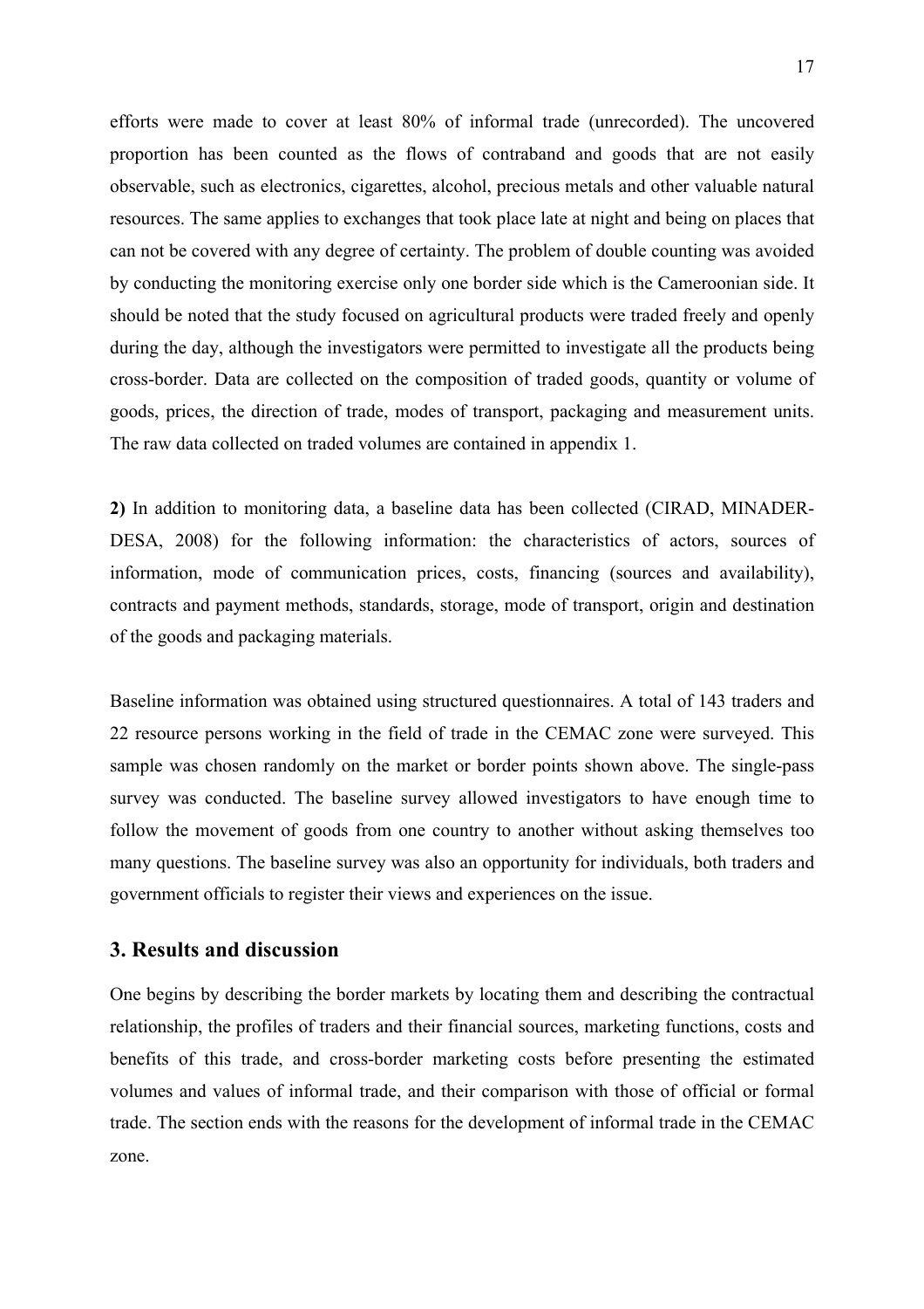efforts were made to cover at least 80% of informal trade (unrecorded). The uncovered proportion has been counted as the flows of contraband and goods that are not easily observable, such as electronics, cigarettes, alcohol, precious metals and other valuable natural resources. The same applies to exchanges that took place late at night and being on places that can not be covered with any degree of certainty. The problem of double counting was avoided by conducting the monitoring exercise only one border side which is the Cameroonian side. It should be noted that the study focused on agricultural products were traded freely and openly during the day, although the investigators were permitted to investigate all the products being cross-border. Data are collected on the composition of traded goods, quantity or volume of goods, prices, the direction of trade, modes of transport, packaging and measurement units. The raw data collected on traded volumes are contained in appendix 1.

**2)** In addition to monitoring data, a baseline data has been collected (CIRAD, MINADER-DESA, 2008) for the following information: the characteristics of actors, sources of information, mode of communication prices, costs, financing (sources and availability), contracts and payment methods, standards, storage, mode of transport, origin and destination of the goods and packaging materials.

Baseline information was obtained using structured questionnaires. A total of 143 traders and 22 resource persons working in the field of trade in the CEMAC zone were surveyed. This sample was chosen randomly on the market or border points shown above. The single-pass survey was conducted. The baseline survey allowed investigators to have enough time to follow the movement of goods from one country to another without asking themselves too many questions. The baseline survey was also an opportunity for individuals, both traders and government officials to register their views and experiences on the issue.

## 3. Results and discussion

One begins by describing the border markets by locating them and describing the contractual relationship, the profiles of traders and their financial sources, marketing functions, costs and benefits of this trade, and cross-border marketing costs before presenting the estimated volumes and values of informal trade, and their comparison with those of official or formal trade. The section ends with the reasons for the development of informal trade in the CEMAC zone.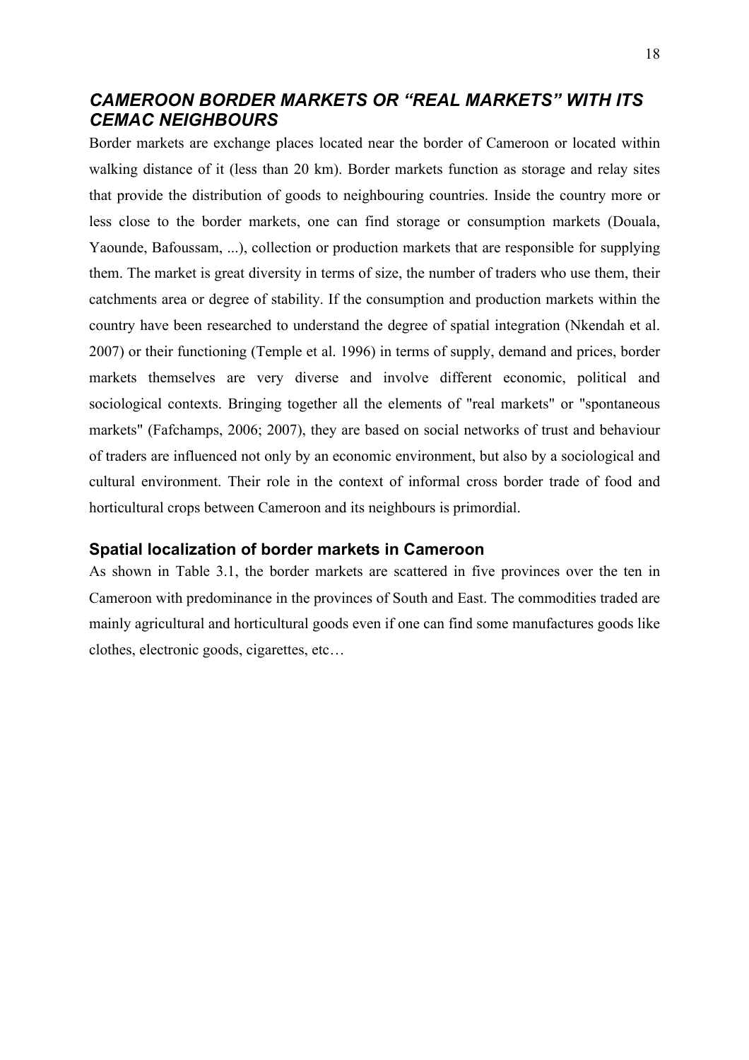## *CAMEROON BORDER MARKETS OR "REAL MARKETS" WITH ITS CEMAC NEIGHBOURS*

Border markets are exchange places located near the border of Cameroon or located within walking distance of it (less than 20 km). Border markets function as storage and relay sites that provide the distribution of goods to neighbouring countries. Inside the country more or less close to the border markets, one can find storage or consumption markets (Douala, Yaounde, Bafoussam, ...), collection or production markets that are responsible for supplying them. The market is great diversity in terms of size, the number of traders who use them, their catchments area or degree of stability. If the consumption and production markets within the country have been researched to understand the degree of spatial integration (Nkendah et al. 2007) or their functioning (Temple et al. 1996) in terms of supply, demand and prices, border markets themselves are very diverse and involve different economic, political and sociological contexts. Bringing together all the elements of "real markets" or "spontaneous markets" (Fafchamps, 2006; 2007), they are based on social networks of trust and behaviour of traders are influenced not only by an economic environment, but also by a sociological and cultural environment. Their role in the context of informal cross border trade of food and horticultural crops between Cameroon and its neighbours is primordial.

### Spatial localization of border markets in Cameroon

As shown in Table 3.1, the border markets are scattered in five provinces over the ten in Cameroon with predominance in the provinces of South and East. The commodities traded are mainly agricultural and horticultural goods even if one can find some manufactures goods like clothes, electronic goods, cigarettes, etc…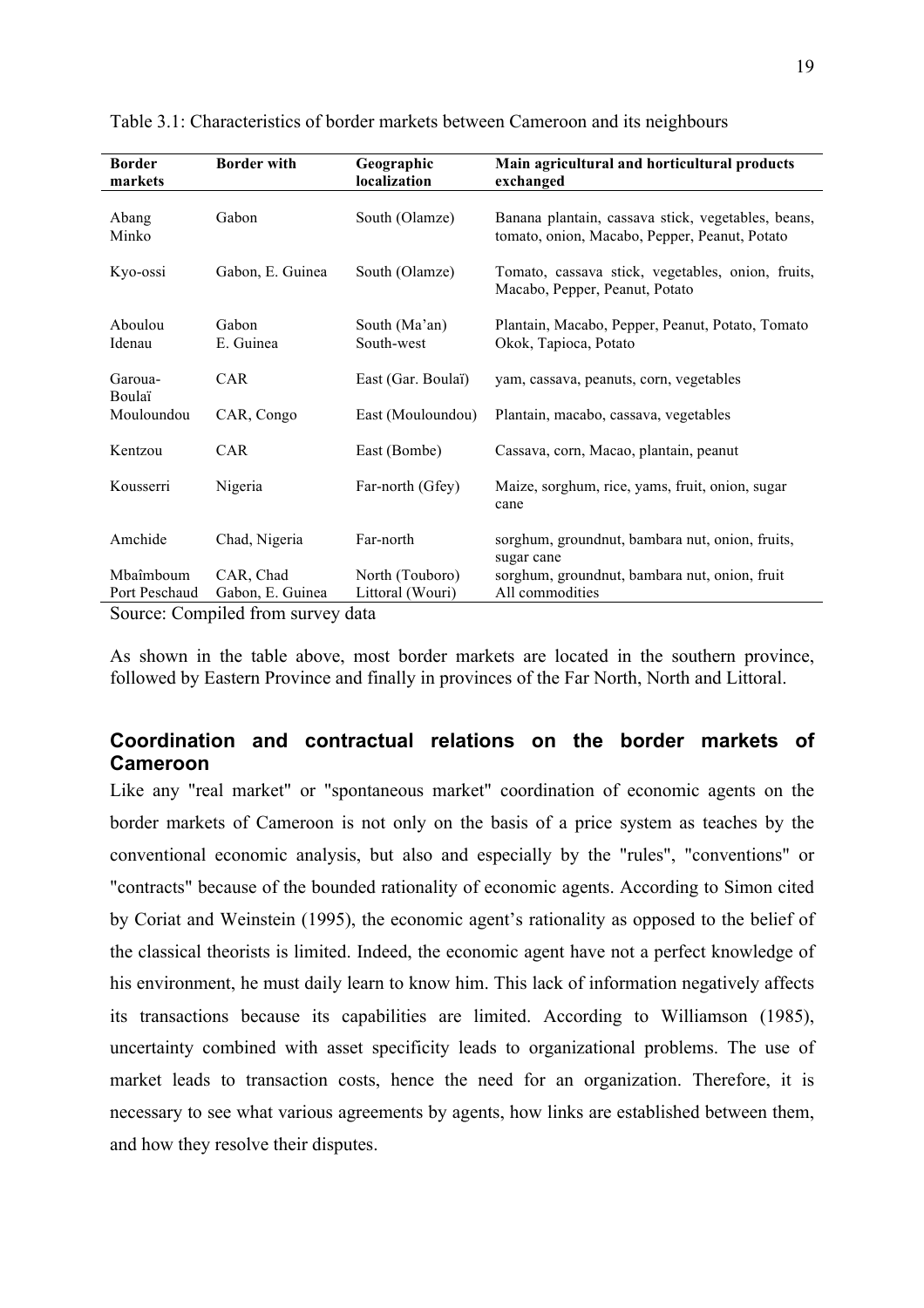Table 3.1: Characteristics of border markets between Cameroon and its neighbours

| Border markets | Border with | Geographic localization | Main agricultural and horticultural products exchanged |
|---|---|---|---|
| Abang Minko | Gabon | South (Olamze) | Banana plantain, cassava stick, vegetables, beans, tomato, onion, Macabo, Pepper, Peanut, Potato |
| Kyo-ossi | Gabon, E. Guinea | South (Olamze) | Tomato, cassava stick, vegetables, onion, fruits, Macabo, Pepper, Peanut, Potato |
| Aboulou | Gabon | South (Ma'an) | Plantain, Macabo, Pepper, Peanut, Potato, Tomato |
| Idenau | E. Guinea | South-west | Okok, Tapioca, Potato |
| Garoua-Boulaï | CAR | East (Gar. Boulaï) | yam, cassava, peanuts, corn, vegetables |
| Mouloundou | CAR, Congo | East (Mouloundou) | Plantain, macabo, cassava, vegetables |
| Kentzou | CAR | East (Bombe) | Cassava, corn, Macao, plantain, peanut |
| Kousserri | Nigeria | Far-north (Gfey) | Maize, sorghum, rice, yams, fruit, onion, sugar cane |
| Amchide | Chad, Nigeria | Far-north | sorghum, groundnut, bambara nut, onion, fruits, sugar cane |
| Mbaîmboum | CAR, Chad | North (Touboro) | sorghum, groundnut, bambara nut, onion, fruit |
| Port Peschaud | Gabon, E. Guinea | Littoral (Wouri) | All commodities |

Source: Compiled from survey data

As shown in the table above, most border markets are located in the southern province, followed by Eastern Province and finally in provinces of the Far North, North and Littoral.

## Coordination and contractual relations on the border markets of Cameroon

Like any "real market" or "spontaneous market" coordination of economic agents on the border markets of Cameroon is not only on the basis of a price system as teaches by the conventional economic analysis, but also and especially by the "rules", "conventions" or "contracts" because of the bounded rationality of economic agents. According to Simon cited by Coriat and Weinstein (1995), the economic agent's rationality as opposed to the belief of the classical theorists is limited. Indeed, the economic agent have not a perfect knowledge of his environment, he must daily learn to know him. This lack of information negatively affects its transactions because its capabilities are limited. According to Williamson (1985), uncertainty combined with asset specificity leads to organizational problems. The use of market leads to transaction costs, hence the need for an organization. Therefore, it is necessary to see what various agreements by agents, how links are established between them, and how they resolve their disputes.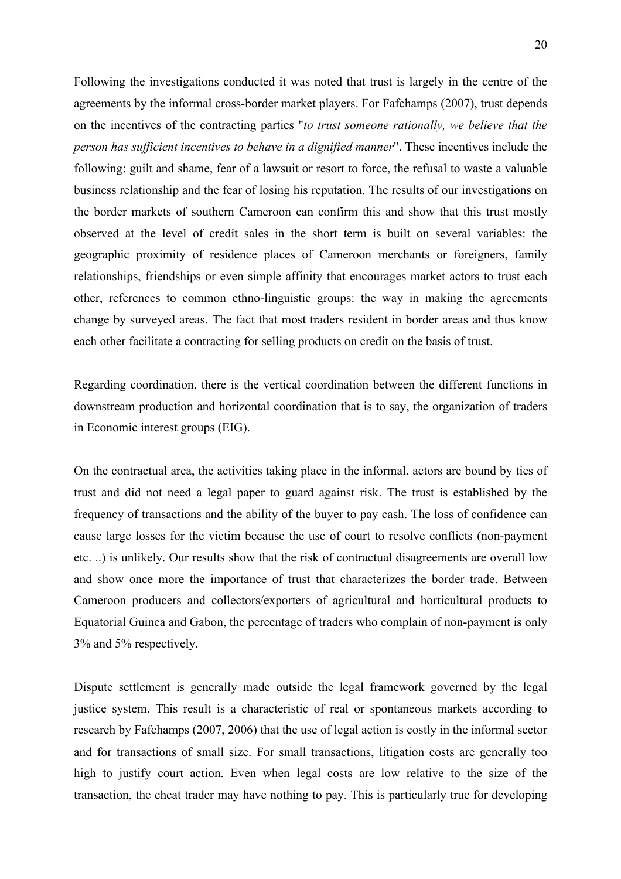Following the investigations conducted it was noted that trust is largely in the centre of the agreements by the informal cross-border market players. For Fafchamps (2007), trust depends on the incentives of the contracting parties "*to trust someone rationally, we believe that the person has sufficient incentives to behave in a dignified manner*". These incentives include the following: guilt and shame, fear of a lawsuit or resort to force, the refusal to waste a valuable business relationship and the fear of losing his reputation. The results of our investigations on the border markets of southern Cameroon can confirm this and show that this trust mostly observed at the level of credit sales in the short term is built on several variables: the geographic proximity of residence places of Cameroon merchants or foreigners, family relationships, friendships or even simple affinity that encourages market actors to trust each other, references to common ethno-linguistic groups: the way in making the agreements change by surveyed areas. The fact that most traders resident in border areas and thus know each other facilitate a contracting for selling products on credit on the basis of trust.

Regarding coordination, there is the vertical coordination between the different functions in downstream production and horizontal coordination that is to say, the organization of traders in Economic interest groups (EIG).

On the contractual area, the activities taking place in the informal, actors are bound by ties of trust and did not need a legal paper to guard against risk. The trust is established by the frequency of transactions and the ability of the buyer to pay cash. The loss of confidence can cause large losses for the victim because the use of court to resolve conflicts (non-payment etc. ..) is unlikely. Our results show that the risk of contractual disagreements are overall low and show once more the importance of trust that characterizes the border trade. Between Cameroon producers and collectors/exporters of agricultural and horticultural products to Equatorial Guinea and Gabon, the percentage of traders who complain of non-payment is only 3% and 5% respectively.

Dispute settlement is generally made outside the legal framework governed by the legal justice system. This result is a characteristic of real or spontaneous markets according to research by Fafchamps (2007, 2006) that the use of legal action is costly in the informal sector and for transactions of small size. For small transactions, litigation costs are generally too high to justify court action. Even when legal costs are low relative to the size of the transaction, the cheat trader may have nothing to pay. This is particularly true for developing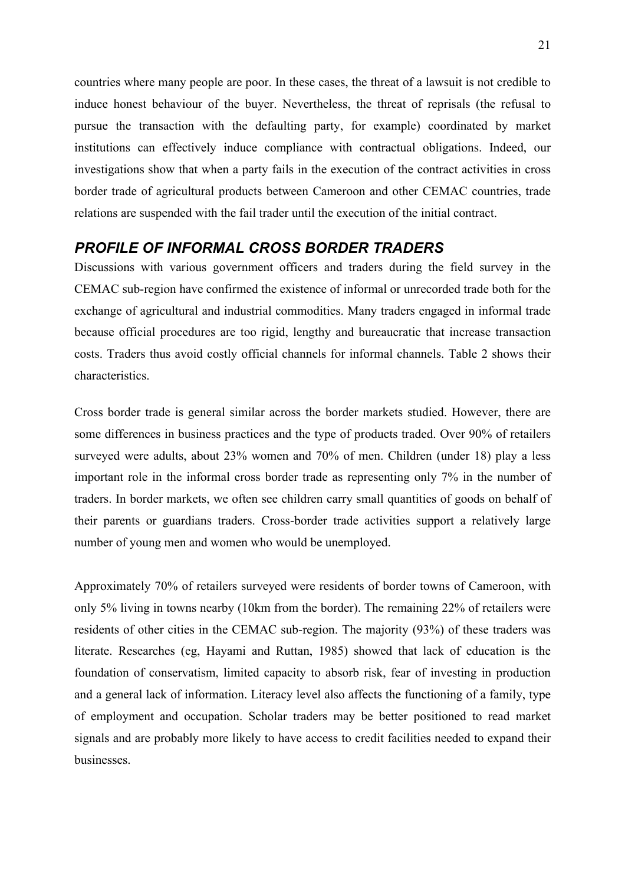countries where many people are poor. In these cases, the threat of a lawsuit is not credible to induce honest behaviour of the buyer. Nevertheless, the threat of reprisals (the refusal to pursue the transaction with the defaulting party, for example) coordinated by market institutions can effectively induce compliance with contractual obligations. Indeed, our investigations show that when a party fails in the execution of the contract activities in cross border trade of agricultural products between Cameroon and other CEMAC countries, trade relations are suspended with the fail trader until the execution of the initial contract.

## *PROFILE OF INFORMAL CROSS BORDER TRADERS*

Discussions with various government officers and traders during the field survey in the CEMAC sub-region have confirmed the existence of informal or unrecorded trade both for the exchange of agricultural and industrial commodities. Many traders engaged in informal trade because official procedures are too rigid, lengthy and bureaucratic that increase transaction costs. Traders thus avoid costly official channels for informal channels. Table 2 shows their characteristics.

Cross border trade is general similar across the border markets studied. However, there are some differences in business practices and the type of products traded. Over 90% of retailers surveyed were adults, about 23% women and 70% of men. Children (under 18) play a less important role in the informal cross border trade as representing only 7% in the number of traders. In border markets, we often see children carry small quantities of goods on behalf of their parents or guardians traders. Cross-border trade activities support a relatively large number of young men and women who would be unemployed.

Approximately 70% of retailers surveyed were residents of border towns of Cameroon, with only 5% living in towns nearby (10km from the border). The remaining 22% of retailers were residents of other cities in the CEMAC sub-region. The majority (93%) of these traders was literate. Researches (eg, Hayami and Ruttan, 1985) showed that lack of education is the foundation of conservatism, limited capacity to absorb risk, fear of investing in production and a general lack of information. Literacy level also affects the functioning of a family, type of employment and occupation. Scholar traders may be better positioned to read market signals and are probably more likely to have access to credit facilities needed to expand their businesses.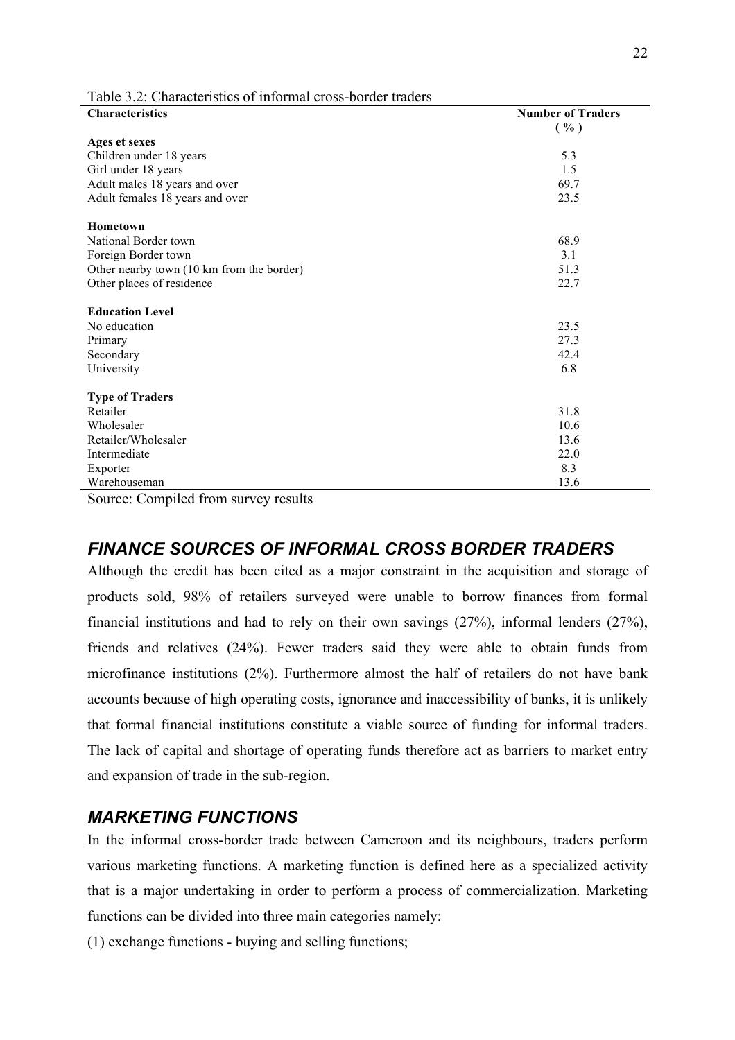Table 3.2: Characteristics of informal cross-border traders

| Characteristics | Number of Traders (%) |
|---|---|
| **Ages et sexes** | |
| Children under 18 years | 5.3 |
| Girl under 18 years | 1.5 |
| Adult males 18 years and over | 69.7 |
| Adult females 18 years and over | 23.5 |
| **Hometown** | |
| National Border town | 68.9 |
| Foreign Border town | 3.1 |
| Other nearby town (10 km from the border) | 51.3 |
| Other places of residence | 22.7 |
| **Education Level** | |
| No education | 23.5 |
| Primary | 27.3 |
| Secondary | 42.4 |
| University | 6.8 |
| **Type of Traders** | |
| Retailer | 31.8 |
| Wholesaler | 10.6 |
| Retailer/Wholesaler | 13.6 |
| Intermediate | 22.0 |
| Exporter | 8.3 |
| Warehouseman | 13.6 |

Source: Compiled from survey results

## *FINANCE SOURCES OF INFORMAL CROSS BORDER TRADERS*

Although the credit has been cited as a major constraint in the acquisition and storage of products sold, 98% of retailers surveyed were unable to borrow finances from formal financial institutions and had to rely on their own savings (27%), informal lenders (27%), friends and relatives (24%). Fewer traders said they were able to obtain funds from microfinance institutions (2%). Furthermore almost the half of retailers do not have bank accounts because of high operating costs, ignorance and inaccessibility of banks, it is unlikely that formal financial institutions constitute a viable source of funding for informal traders. The lack of capital and shortage of operating funds therefore act as barriers to market entry and expansion of trade in the sub-region.

## *MARKETING FUNCTIONS*

In the informal cross-border trade between Cameroon and its neighbours, traders perform various marketing functions. A marketing function is defined here as a specialized activity that is a major undertaking in order to perform a process of commercialization. Marketing functions can be divided into three main categories namely:

(1) exchange functions - buying and selling functions;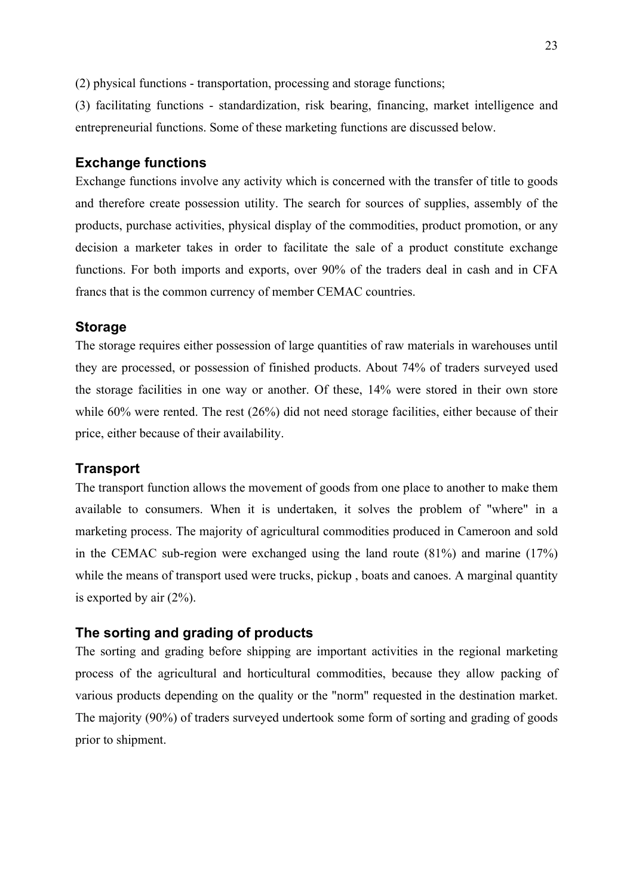(2) physical functions - transportation, processing and storage functions;

(3) facilitating functions - standardization, risk bearing, financing, market intelligence and entrepreneurial functions. Some of these marketing functions are discussed below.

### Exchange functions

Exchange functions involve any activity which is concerned with the transfer of title to goods and therefore create possession utility. The search for sources of supplies, assembly of the products, purchase activities, physical display of the commodities, product promotion, or any decision a marketer takes in order to facilitate the sale of a product constitute exchange functions. For both imports and exports, over 90% of the traders deal in cash and in CFA francs that is the common currency of member CEMAC countries.

### Storage

The storage requires either possession of large quantities of raw materials in warehouses until they are processed, or possession of finished products. About 74% of traders surveyed used the storage facilities in one way or another. Of these, 14% were stored in their own store while 60% were rented. The rest (26%) did not need storage facilities, either because of their price, either because of their availability.

### Transport

The transport function allows the movement of goods from one place to another to make them available to consumers. When it is undertaken, it solves the problem of "where" in a marketing process. The majority of agricultural commodities produced in Cameroon and sold in the CEMAC sub-region were exchanged using the land route (81%) and marine (17%) while the means of transport used were trucks, pickup , boats and canoes. A marginal quantity is exported by air (2%).

### The sorting and grading of products

The sorting and grading before shipping are important activities in the regional marketing process of the agricultural and horticultural commodities, because they allow packing of various products depending on the quality or the "norm" requested in the destination market. The majority (90%) of traders surveyed undertook some form of sorting and grading of goods prior to shipment.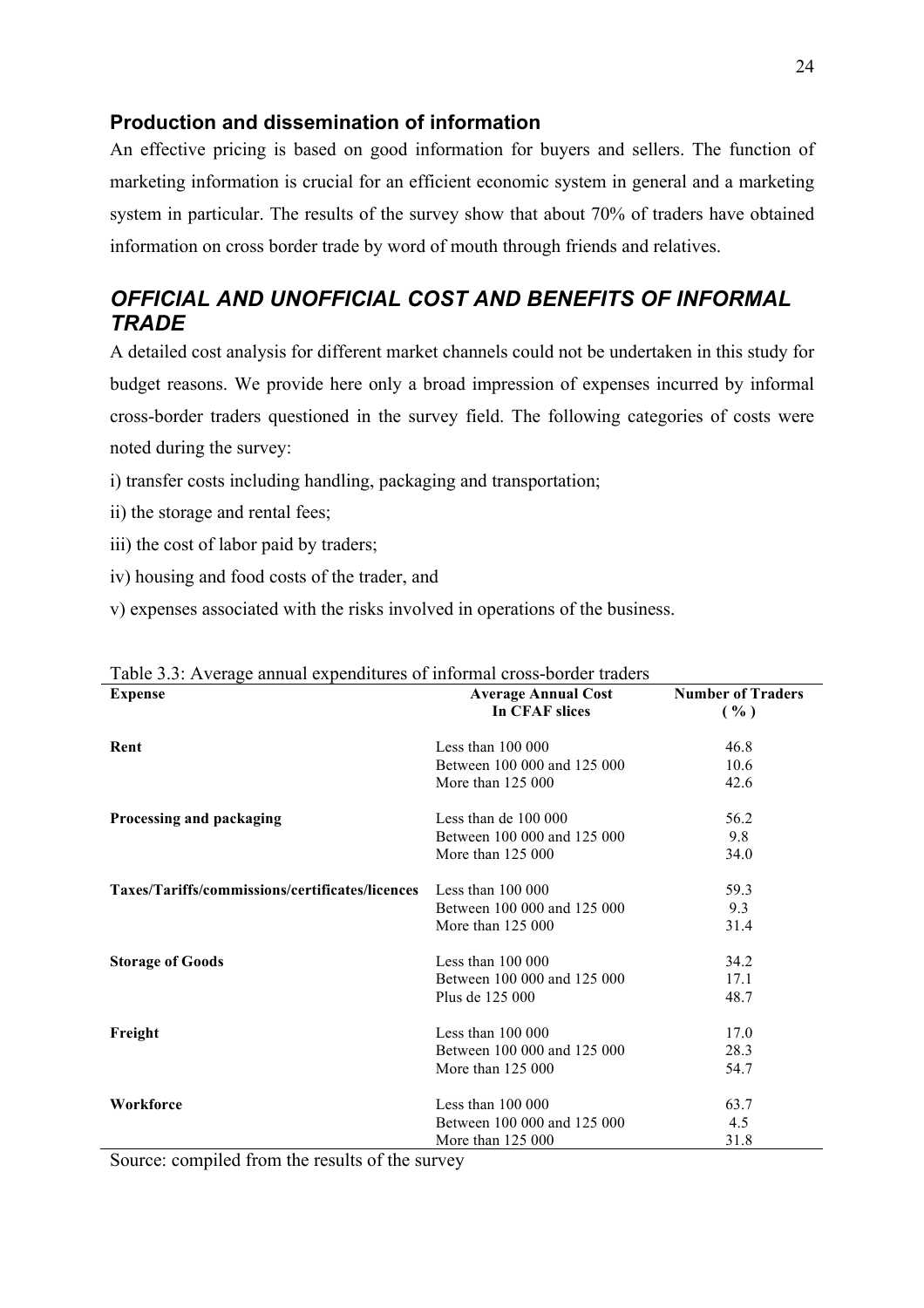### Production and dissemination of information

An effective pricing is based on good information for buyers and sellers. The function of marketing information is crucial for an efficient economic system in general and a marketing system in particular. The results of the survey show that about 70% of traders have obtained information on cross border trade by word of mouth through friends and relatives.

## *OFFICIAL AND UNOFFICIAL COST AND BENEFITS OF INFORMAL TRADE*

A detailed cost analysis for different market channels could not be undertaken in this study for budget reasons. We provide here only a broad impression of expenses incurred by informal cross-border traders questioned in the survey field. The following categories of costs were noted during the survey:

i) transfer costs including handling, packaging and transportation;

ii) the storage and rental fees;

iii) the cost of labor paid by traders;

iv) housing and food costs of the trader, and

v) expenses associated with the risks involved in operations of the business.

Table 3.3: Average annual expenditures of informal cross-border traders

| Expense | Average Annual Cost In CFAF slices | Number of Traders ( % ) |
|---|---|---|
| **Rent** | Less than 100 000 | 46.8 |
| | Between 100 000 and 125 000 | 10.6 |
| | More than 125 000 | 42.6 |
| **Processing and packaging** | Less than de 100 000 | 56.2 |
| | Between 100 000 and 125 000 | 9.8 |
| | More than 125 000 | 34.0 |
| **Taxes/Tariffs/commissions/certificates/licences** | Less than 100 000 | 59.3 |
| | Between 100 000 and 125 000 | 9.3 |
| | More than 125 000 | 31.4 |
| **Storage of Goods** | Less than 100 000 | 34.2 |
| | Between 100 000 and 125 000 | 17.1 |
| | Plus de 125 000 | 48.7 |
| **Freight** | Less than 100 000 | 17.0 |
| | Between 100 000 and 125 000 | 28.3 |
| | More than 125 000 | 54.7 |
| **Workforce** | Less than 100 000 | 63.7 |
| | Between 100 000 and 125 000 | 4.5 |
| | More than 125 000 | 31.8 |

Source: compiled from the results of the survey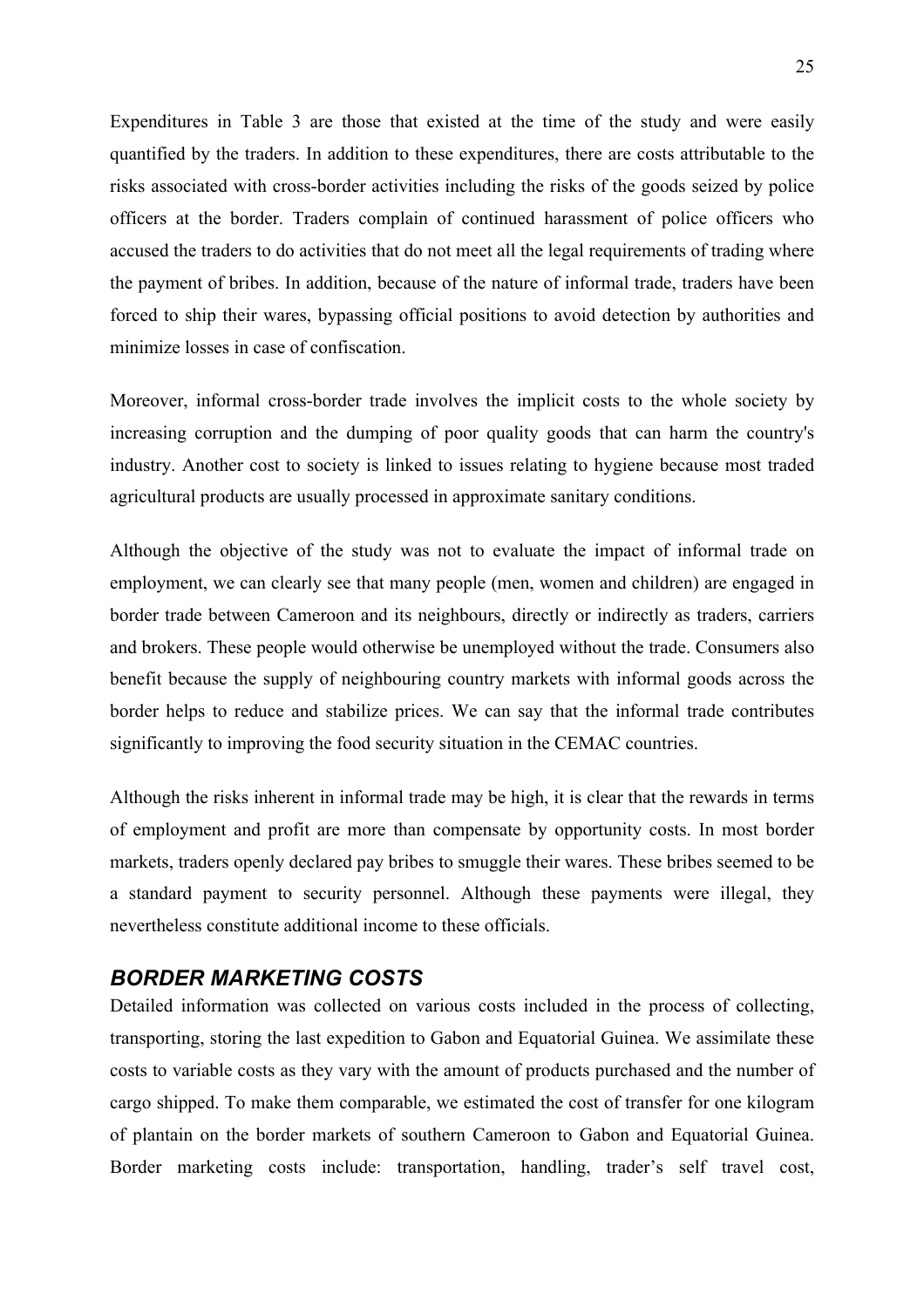Expenditures in Table 3 are those that existed at the time of the study and were easily quantified by the traders. In addition to these expenditures, there are costs attributable to the risks associated with cross-border activities including the risks of the goods seized by police officers at the border. Traders complain of continued harassment of police officers who accused the traders to do activities that do not meet all the legal requirements of trading where the payment of bribes. In addition, because of the nature of informal trade, traders have been forced to ship their wares, bypassing official positions to avoid detection by authorities and minimize losses in case of confiscation.

Moreover, informal cross-border trade involves the implicit costs to the whole society by increasing corruption and the dumping of poor quality goods that can harm the country's industry. Another cost to society is linked to issues relating to hygiene because most traded agricultural products are usually processed in approximate sanitary conditions.

Although the objective of the study was not to evaluate the impact of informal trade on employment, we can clearly see that many people (men, women and children) are engaged in border trade between Cameroon and its neighbours, directly or indirectly as traders, carriers and brokers. These people would otherwise be unemployed without the trade. Consumers also benefit because the supply of neighbouring country markets with informal goods across the border helps to reduce and stabilize prices. We can say that the informal trade contributes significantly to improving the food security situation in the CEMAC countries.

Although the risks inherent in informal trade may be high, it is clear that the rewards in terms of employment and profit are more than compensate by opportunity costs. In most border markets, traders openly declared pay bribes to smuggle their wares. These bribes seemed to be a standard payment to security personnel. Although these payments were illegal, they nevertheless constitute additional income to these officials.

## *BORDER MARKETING COSTS*

Detailed information was collected on various costs included in the process of collecting, transporting, storing the last expedition to Gabon and Equatorial Guinea. We assimilate these costs to variable costs as they vary with the amount of products purchased and the number of cargo shipped. To make them comparable, we estimated the cost of transfer for one kilogram of plantain on the border markets of southern Cameroon to Gabon and Equatorial Guinea. Border marketing costs include: transportation, handling, trader's self travel cost,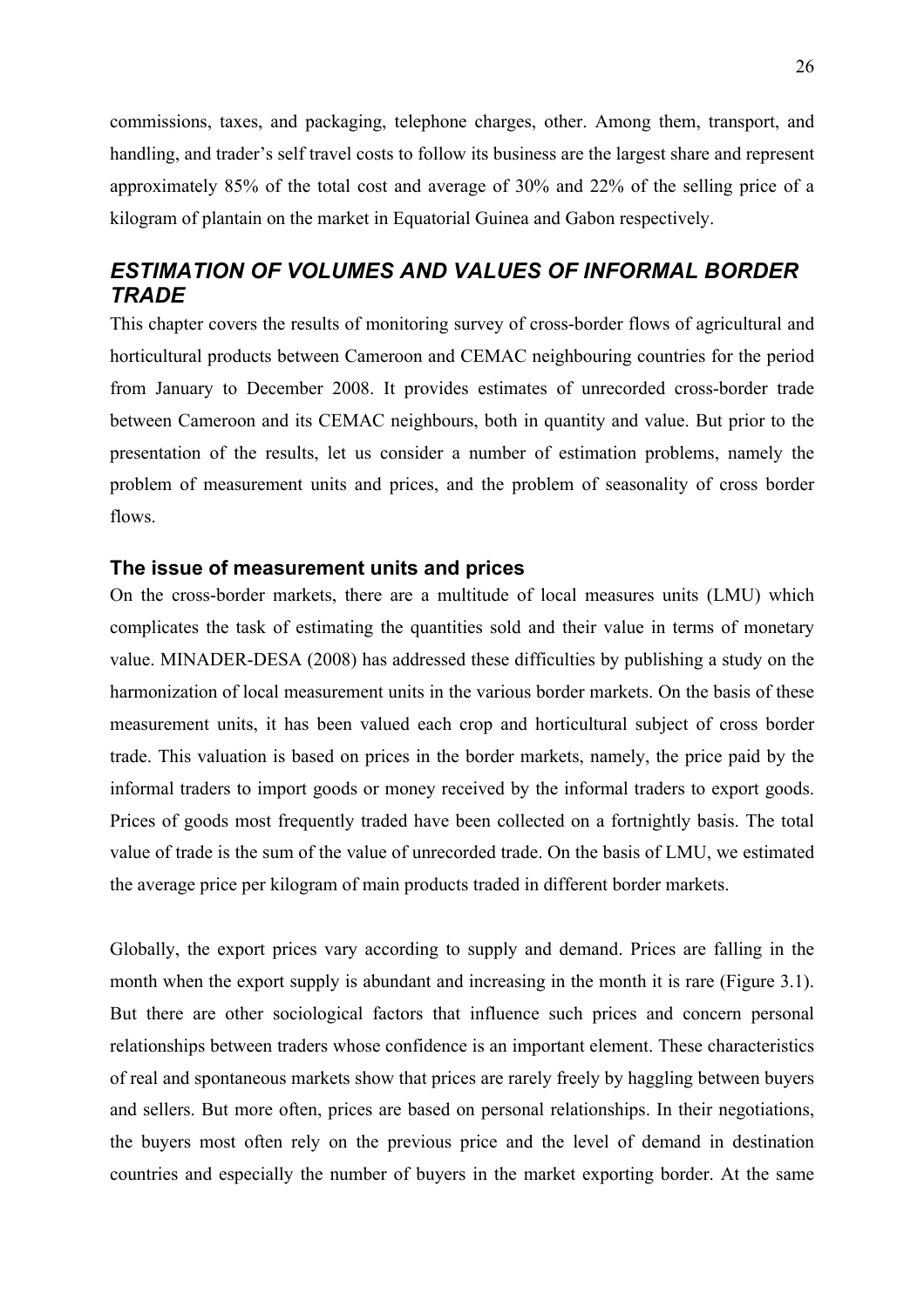commissions, taxes, and packaging, telephone charges, other. Among them, transport, and handling, and trader's self travel costs to follow its business are the largest share and represent approximately 85% of the total cost and average of 30% and 22% of the selling price of a kilogram of plantain on the market in Equatorial Guinea and Gabon respectively.

## *ESTIMATION OF VOLUMES AND VALUES OF INFORMAL BORDER TRADE*

This chapter covers the results of monitoring survey of cross-border flows of agricultural and horticultural products between Cameroon and CEMAC neighbouring countries for the period from January to December 2008. It provides estimates of unrecorded cross-border trade between Cameroon and its CEMAC neighbours, both in quantity and value. But prior to the presentation of the results, let us consider a number of estimation problems, namely the problem of measurement units and prices, and the problem of seasonality of cross border flows.

### The issue of measurement units and prices

On the cross-border markets, there are a multitude of local measures units (LMU) which complicates the task of estimating the quantities sold and their value in terms of monetary value. MINADER-DESA (2008) has addressed these difficulties by publishing a study on the harmonization of local measurement units in the various border markets. On the basis of these measurement units, it has been valued each crop and horticultural subject of cross border trade. This valuation is based on prices in the border markets, namely, the price paid by the informal traders to import goods or money received by the informal traders to export goods. Prices of goods most frequently traded have been collected on a fortnightly basis. The total value of trade is the sum of the value of unrecorded trade. On the basis of LMU, we estimated the average price per kilogram of main products traded in different border markets.

Globally, the export prices vary according to supply and demand. Prices are falling in the month when the export supply is abundant and increasing in the month it is rare (Figure 3.1). But there are other sociological factors that influence such prices and concern personal relationships between traders whose confidence is an important element. These characteristics of real and spontaneous markets show that prices are rarely freely by haggling between buyers and sellers. But more often, prices are based on personal relationships. In their negotiations, the buyers most often rely on the previous price and the level of demand in destination countries and especially the number of buyers in the market exporting border. At the same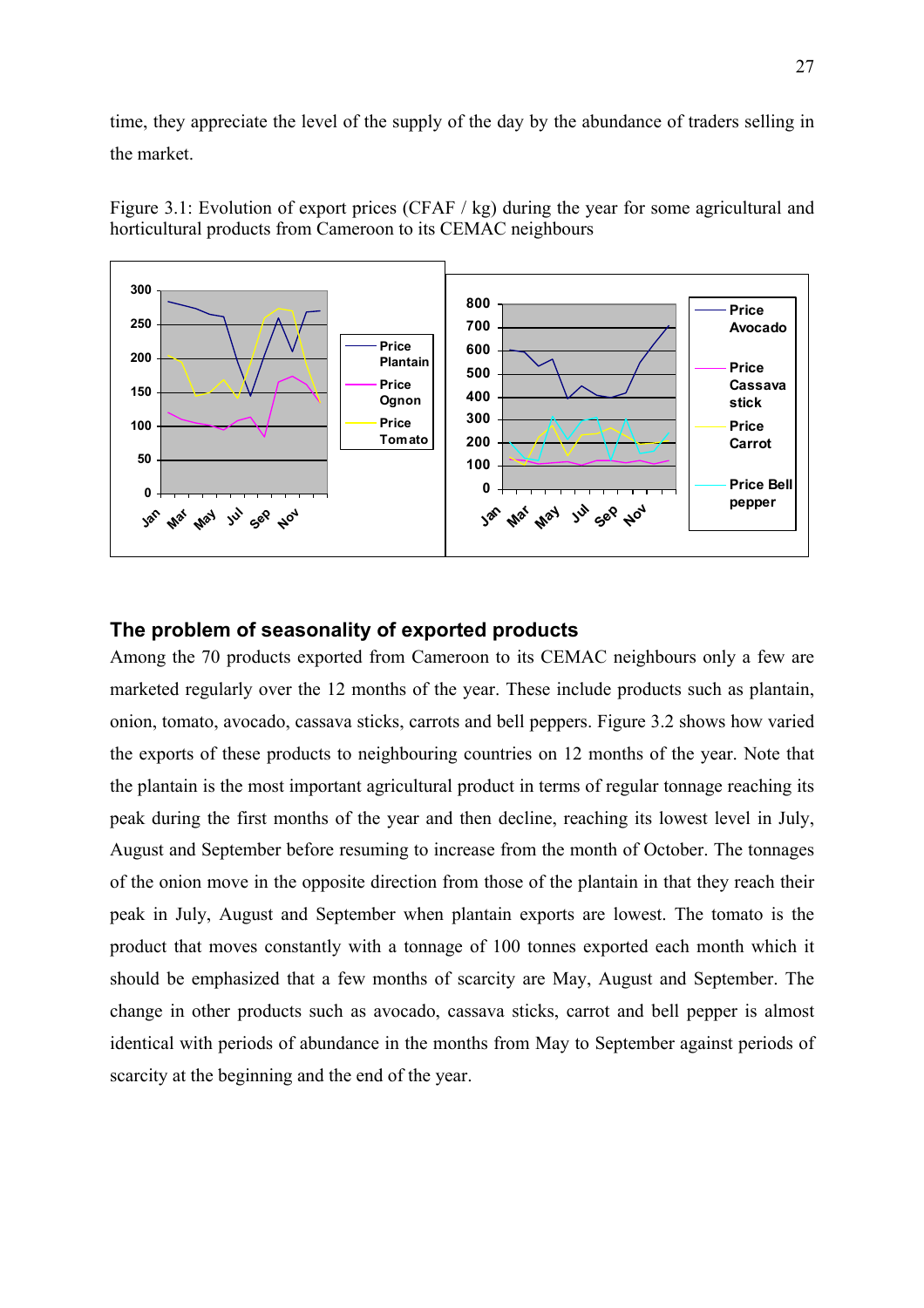time, they appreciate the level of the supply of the day by the abundance of traders selling in the market.

Figure 3.1: Evolution of export prices (CFAF / kg) during the year for some agricultural and horticultural products from Cameroon to its CEMAC neighbours

## The problem of seasonality of exported products

Among the 70 products exported from Cameroon to its CEMAC neighbours only a few are marketed regularly over the 12 months of the year. These include products such as plantain, onion, tomato, avocado, cassava sticks, carrots and bell peppers. Figure 3.2 shows how varied the exports of these products to neighbouring countries on 12 months of the year. Note that the plantain is the most important agricultural product in terms of regular tonnage reaching its peak during the first months of the year and then decline, reaching its lowest level in July, August and September before resuming to increase from the month of October. The tonnages of the onion move in the opposite direction from those of the plantain in that they reach their peak in July, August and September when plantain exports are lowest. The tomato is the product that moves constantly with a tonnage of 100 tonnes exported each month which it should be emphasized that a few months of scarcity are May, August and September. The change in other products such as avocado, cassava sticks, carrot and bell pepper is almost identical with periods of abundance in the months from May to September against periods of scarcity at the beginning and the end of the year.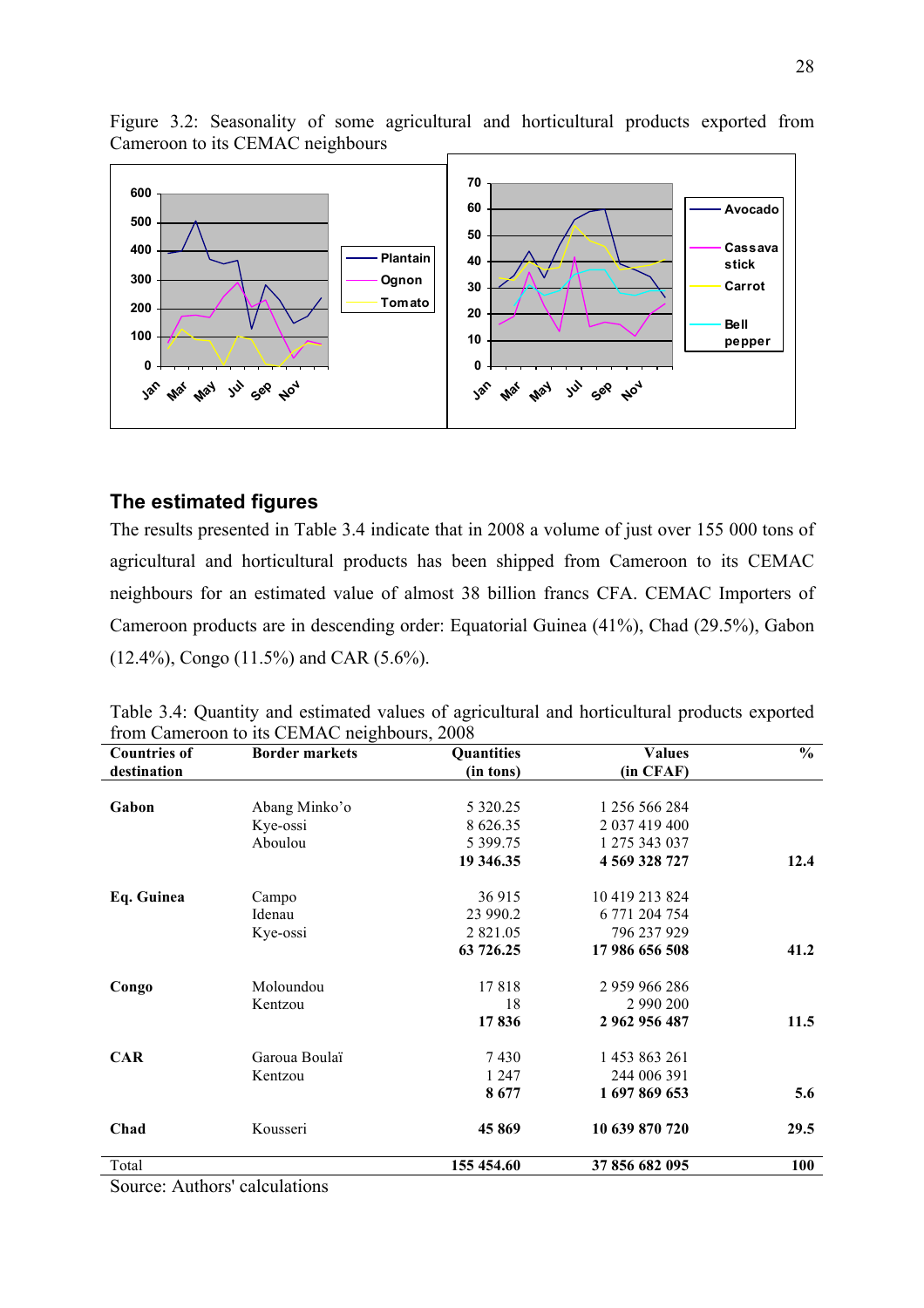Figure 3.2: Seasonality of some agricultural and horticultural products exported from Cameroon to its CEMAC neighbours

## The estimated figures

The results presented in Table 3.4 indicate that in 2008 a volume of just over 155 000 tons of agricultural and horticultural products has been shipped from Cameroon to its CEMAC neighbours for an estimated value of almost 38 billion francs CFA. CEMAC Importers of Cameroon products are in descending order: Equatorial Guinea (41%), Chad (29.5%), Gabon (12.4%), Congo (11.5%) and CAR (5.6%).

Table 3.4: Quantity and estimated values of agricultural and horticultural products exported from Cameroon to its CEMAC neighbours, 2008

| Countries of destination | Border markets | Quantities (in tons) | Values (in CFAF) | % |
|---|---|---|---|---|
| **Gabon** | Abang Minko'o | 5 320.25 | 1 256 566 284 | |
| | Kye-ossi | 8 626.35 | 2 037 419 400 | |
| | Aboulou | 5 399.75 | 1 275 343 037 | |
| | | **19 346.35** | **4 569 328 727** | **12.4** |
| **Eq. Guinea** | Campo | 36 915 | 10 419 213 824 | |
| | Idenau | 23 990.2 | 6 771 204 754 | |
| | Kye-ossi | 2 821.05 | 796 237 929 | |
| | | **63 726.25** | **17 986 656 508** | **41.2** |
| **Congo** | Moloundou | 17 818 | 2 959 966 286 | |
| | Kentzou | 18 | 2 990 200 | |
| | | **17 836** | **2 962 956 487** | **11.5** |
| **CAR** | Garoua Boulaï | 7 430 | 1 453 863 261 | |
| | Kentzou | 1 247 | 244 006 391 | |
| | | **8 677** | **1 697 869 653** | **5.6** |
| **Chad** | Kousseri | **45 869** | **10 639 870 720** | **29.5** |
| Total | | **155 454.60** | **37 856 682 095** | **100** |

Source: Authors' calculations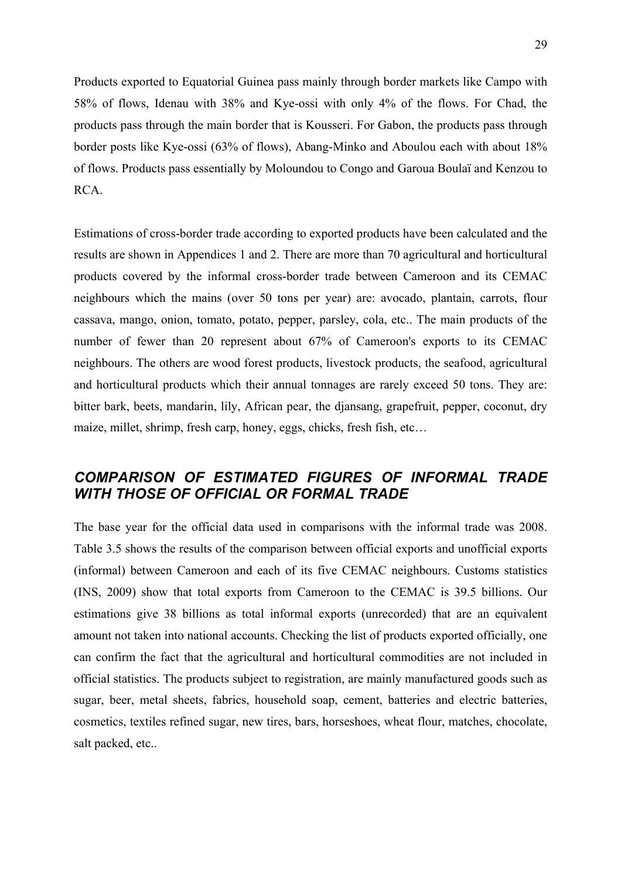Products exported to Equatorial Guinea pass mainly through border markets like Campo with 58% of flows, Idenau with 38% and Kye-ossi with only 4% of the flows. For Chad, the products pass through the main border that is Kousseri. For Gabon, the products pass through border posts like Kye-ossi (63% of flows), Abang-Minko and Aboulou each with about 18% of flows. Products pass essentially by Moloundou to Congo and Garoua Boulaï and Kenzou to RCA.

Estimations of cross-border trade according to exported products have been calculated and the results are shown in Appendices 1 and 2. There are more than 70 agricultural and horticultural products covered by the informal cross-border trade between Cameroon and its CEMAC neighbours which the mains (over 50 tons per year) are: avocado, plantain, carrots, flour cassava, mango, onion, tomato, potato, pepper, parsley, cola, etc.. The main products of the number of fewer than 20 represent about 67% of Cameroon's exports to its CEMAC neighbours. The others are wood forest products, livestock products, the seafood, agricultural and horticultural products which their annual tonnages are rarely exceed 50 tons. They are: bitter bark, beets, mandarin, lily, African pear, the djansang, grapefruit, pepper, coconut, dry maize, millet, shrimp, fresh carp, honey, eggs, chicks, fresh fish, etc…

## *COMPARISON OF ESTIMATED FIGURES OF INFORMAL TRADE WITH THOSE OF OFFICIAL OR FORMAL TRADE*

The base year for the official data used in comparisons with the informal trade was 2008. Table 3.5 shows the results of the comparison between official exports and unofficial exports (informal) between Cameroon and each of its five CEMAC neighbours. Customs statistics (INS, 2009) show that total exports from Cameroon to the CEMAC is 39.5 billions. Our estimations give 38 billions as total informal exports (unrecorded) that are an equivalent amount not taken into national accounts. Checking the list of products exported officially, one can confirm the fact that the agricultural and horticultural commodities are not included in official statistics. The products subject to registration, are mainly manufactured goods such as sugar, beer, metal sheets, fabrics, household soap, cement, batteries and electric batteries, cosmetics, textiles refined sugar, new tires, bars, horseshoes, wheat flour, matches, chocolate, salt packed, etc..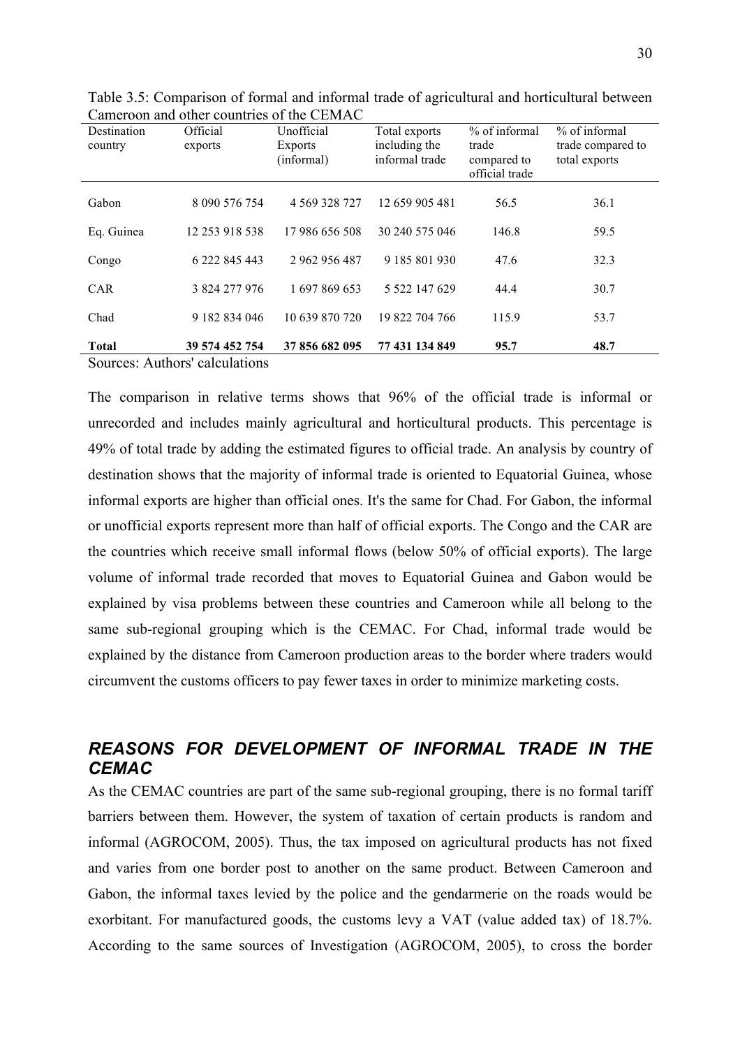Table 3.5: Comparison of formal and informal trade of agricultural and horticultural between Cameroon and other countries of the CEMAC

| Destination country | Official exports | Unofficial Exports (informal) | Total exports including the informal trade | % of informal trade compared to official trade | % of informal trade compared to total exports |
|---|---|---|---|---|---|
| Gabon | 8 090 576 754 | 4 569 328 727 | 12 659 905 481 | 56.5 | 36.1 |
| Eq. Guinea | 12 253 918 538 | 17 986 656 508 | 30 240 575 046 | 146.8 | 59.5 |
| Congo | 6 222 845 443 | 2 962 956 487 | 9 185 801 930 | 47.6 | 32.3 |
| CAR | 3 824 277 976 | 1 697 869 653 | 5 522 147 629 | 44.4 | 30.7 |
| Chad | 9 182 834 046 | 10 639 870 720 | 19 822 704 766 | 115.9 | 53.7 |
| **Total** | **39 574 452 754** | **37 856 682 095** | **77 431 134 849** | **95.7** | **48.7** |

Sources: Authors' calculations

The comparison in relative terms shows that 96% of the official trade is informal or unrecorded and includes mainly agricultural and horticultural products. This percentage is 49% of total trade by adding the estimated figures to official trade. An analysis by country of destination shows that the majority of informal trade is oriented to Equatorial Guinea, whose informal exports are higher than official ones. It's the same for Chad. For Gabon, the informal or unofficial exports represent more than half of official exports. The Congo and the CAR are the countries which receive small informal flows (below 50% of official exports). The large volume of informal trade recorded that moves to Equatorial Guinea and Gabon would be explained by visa problems between these countries and Cameroon while all belong to the same sub-regional grouping which is the CEMAC. For Chad, informal trade would be explained by the distance from Cameroon production areas to the border where traders would circumvent the customs officers to pay fewer taxes in order to minimize marketing costs.

## *REASONS FOR DEVELOPMENT OF INFORMAL TRADE IN THE CEMAC*

As the CEMAC countries are part of the same sub-regional grouping, there is no formal tariff barriers between them. However, the system of taxation of certain products is random and informal (AGROCOM, 2005). Thus, the tax imposed on agricultural products has not fixed and varies from one border post to another on the same product. Between Cameroon and Gabon, the informal taxes levied by the police and the gendarmerie on the roads would be exorbitant. For manufactured goods, the customs levy a VAT (value added tax) of 18.7%. According to the same sources of Investigation (AGROCOM, 2005), to cross the border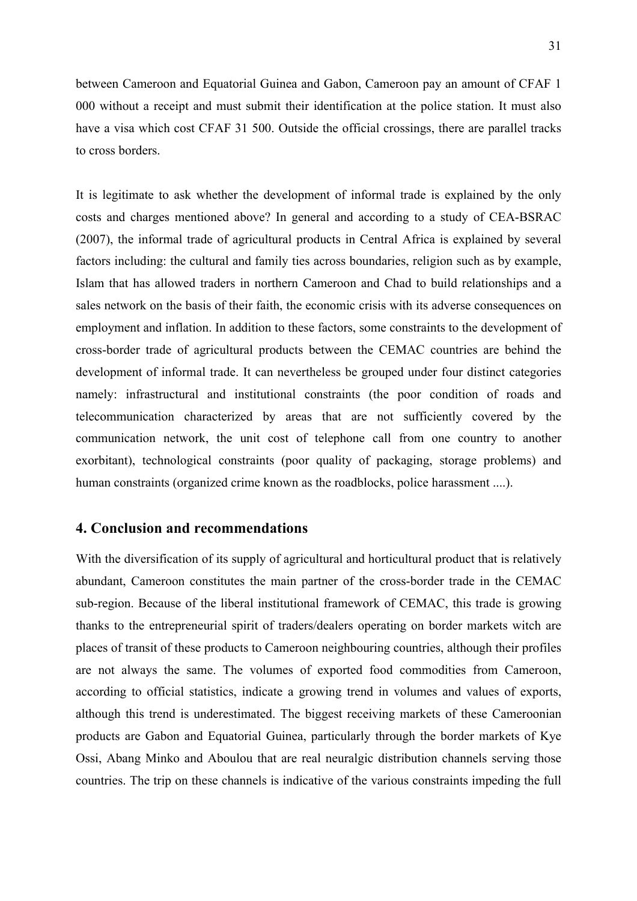between Cameroon and Equatorial Guinea and Gabon, Cameroon pay an amount of CFAF 1 000 without a receipt and must submit their identification at the police station. It must also have a visa which cost CFAF 31 500. Outside the official crossings, there are parallel tracks to cross borders.

It is legitimate to ask whether the development of informal trade is explained by the only costs and charges mentioned above? In general and according to a study of CEA-BSRAC (2007), the informal trade of agricultural products in Central Africa is explained by several factors including: the cultural and family ties across boundaries, religion such as by example, Islam that has allowed traders in northern Cameroon and Chad to build relationships and a sales network on the basis of their faith, the economic crisis with its adverse consequences on employment and inflation. In addition to these factors, some constraints to the development of cross-border trade of agricultural products between the CEMAC countries are behind the development of informal trade. It can nevertheless be grouped under four distinct categories namely: infrastructural and institutional constraints (the poor condition of roads and telecommunication characterized by areas that are not sufficiently covered by the communication network, the unit cost of telephone call from one country to another exorbitant), technological constraints (poor quality of packaging, storage problems) and human constraints (organized crime known as the roadblocks, police harassment ....).

## 4. Conclusion and recommendations

With the diversification of its supply of agricultural and horticultural product that is relatively abundant, Cameroon constitutes the main partner of the cross-border trade in the CEMAC sub-region. Because of the liberal institutional framework of CEMAC, this trade is growing thanks to the entrepreneurial spirit of traders/dealers operating on border markets witch are places of transit of these products to Cameroon neighbouring countries, although their profiles are not always the same. The volumes of exported food commodities from Cameroon, according to official statistics, indicate a growing trend in volumes and values of exports, although this trend is underestimated. The biggest receiving markets of these Cameroonian products are Gabon and Equatorial Guinea, particularly through the border markets of Kye Ossi, Abang Minko and Aboulou that are real neuralgic distribution channels serving those countries. The trip on these channels is indicative of the various constraints impeding the full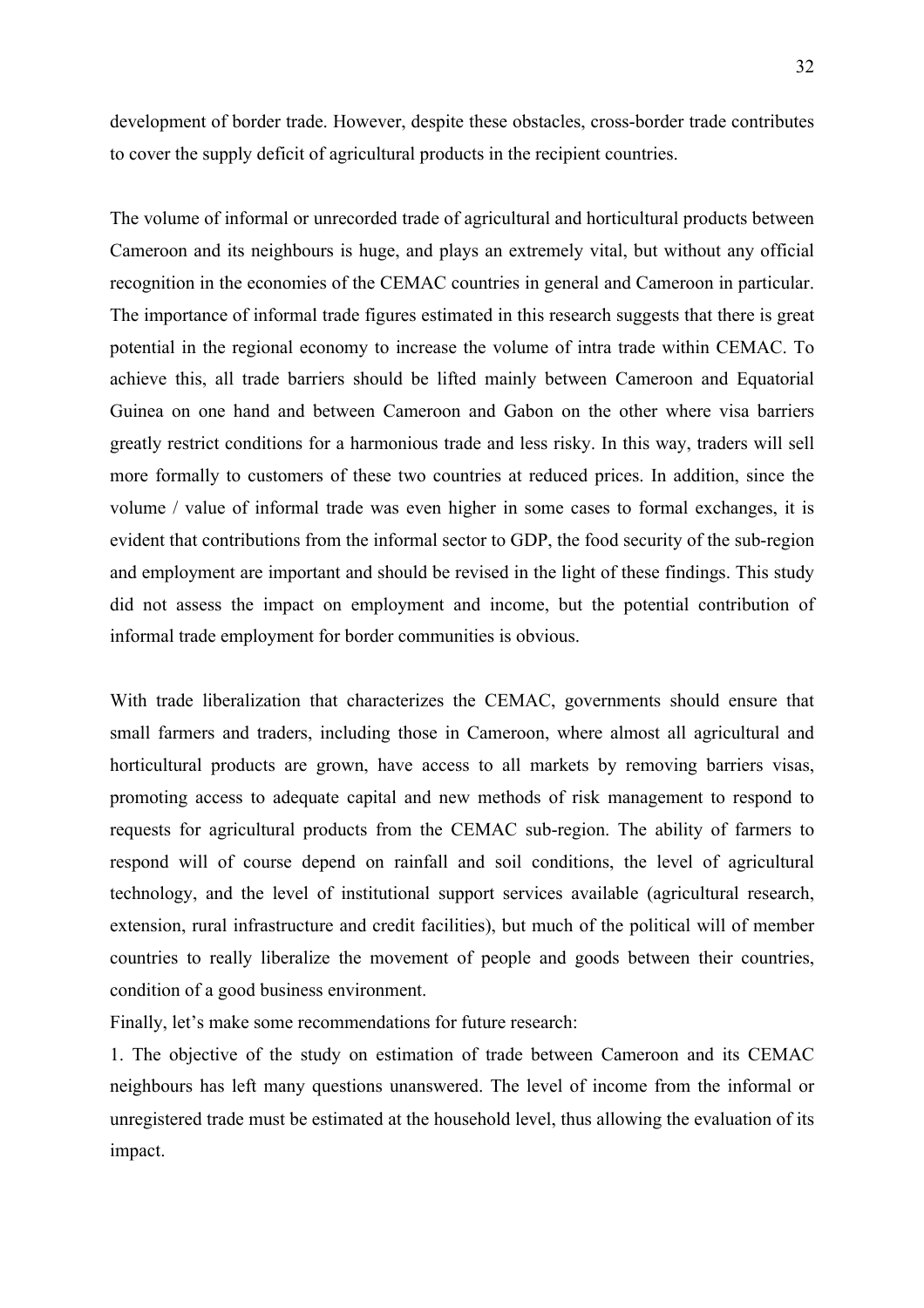development of border trade. However, despite these obstacles, cross-border trade contributes to cover the supply deficit of agricultural products in the recipient countries.

The volume of informal or unrecorded trade of agricultural and horticultural products between Cameroon and its neighbours is huge, and plays an extremely vital, but without any official recognition in the economies of the CEMAC countries in general and Cameroon in particular. The importance of informal trade figures estimated in this research suggests that there is great potential in the regional economy to increase the volume of intra trade within CEMAC. To achieve this, all trade barriers should be lifted mainly between Cameroon and Equatorial Guinea on one hand and between Cameroon and Gabon on the other where visa barriers greatly restrict conditions for a harmonious trade and less risky. In this way, traders will sell more formally to customers of these two countries at reduced prices. In addition, since the volume / value of informal trade was even higher in some cases to formal exchanges, it is evident that contributions from the informal sector to GDP, the food security of the sub-region and employment are important and should be revised in the light of these findings. This study did not assess the impact on employment and income, but the potential contribution of informal trade employment for border communities is obvious.

With trade liberalization that characterizes the CEMAC, governments should ensure that small farmers and traders, including those in Cameroon, where almost all agricultural and horticultural products are grown, have access to all markets by removing barriers visas, promoting access to adequate capital and new methods of risk management to respond to requests for agricultural products from the CEMAC sub-region. The ability of farmers to respond will of course depend on rainfall and soil conditions, the level of agricultural technology, and the level of institutional support services available (agricultural research, extension, rural infrastructure and credit facilities), but much of the political will of member countries to really liberalize the movement of people and goods between their countries, condition of a good business environment.

Finally, let's make some recommendations for future research:

1. The objective of the study on estimation of trade between Cameroon and its CEMAC neighbours has left many questions unanswered. The level of income from the informal or unregistered trade must be estimated at the household level, thus allowing the evaluation of its impact.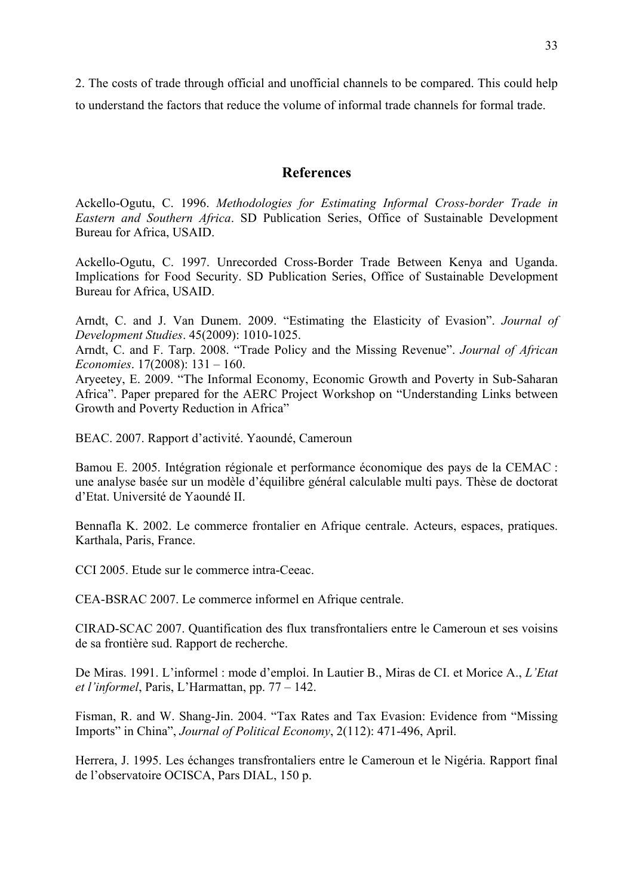2. The costs of trade through official and unofficial channels to be compared. This could help to understand the factors that reduce the volume of informal trade channels for formal trade.

## References

Ackello-Ogutu, C. 1996. *Methodologies for Estimating Informal Cross-border Trade in Eastern and Southern Africa*. SD Publication Series, Office of Sustainable Development Bureau for Africa, USAID.

Ackello-Ogutu, C. 1997. Unrecorded Cross-Border Trade Between Kenya and Uganda. Implications for Food Security. SD Publication Series, Office of Sustainable Development Bureau for Africa, USAID.

Arndt, C. and J. Van Dunem. 2009. "Estimating the Elasticity of Evasion". *Journal of Development Studies*. 45(2009): 1010-1025.

Arndt, C. and F. Tarp. 2008. "Trade Policy and the Missing Revenue". *Journal of African Economies*. 17(2008): 131 – 160.

Aryeetey, E. 2009. "The Informal Economy, Economic Growth and Poverty in Sub-Saharan Africa". Paper prepared for the AERC Project Workshop on "Understanding Links between Growth and Poverty Reduction in Africa"

BEAC. 2007. Rapport d'activité. Yaoundé, Cameroun

Bamou E. 2005. Intégration régionale et performance économique des pays de la CEMAC : une analyse basée sur un modèle d'équilibre général calculable multi pays. Thèse de doctorat d'Etat. Université de Yaoundé II.

Bennafla K. 2002. Le commerce frontalier en Afrique centrale. Acteurs, espaces, pratiques. Karthala, Paris, France.

CCI 2005. Etude sur le commerce intra-Ceeac.

CEA-BSRAC 2007. Le commerce informel en Afrique centrale.

CIRAD-SCAC 2007. Quantification des flux transfrontaliers entre le Cameroun et ses voisins de sa frontière sud. Rapport de recherche.

De Miras. 1991. L'informel : mode d'emploi. In Lautier B., Miras de CI. et Morice A., *L'Etat et l'informel*, Paris, L'Harmattan, pp. 77 – 142.

Fisman, R. and W. Shang-Jin. 2004. "Tax Rates and Tax Evasion: Evidence from "Missing Imports" in China", *Journal of Political Economy*, 2(112): 471-496, April.

Herrera, J. 1995. Les échanges transfrontaliers entre le Cameroun et le Nigéria. Rapport final de l'observatoire OCISCA, Pars DIAL, 150 p.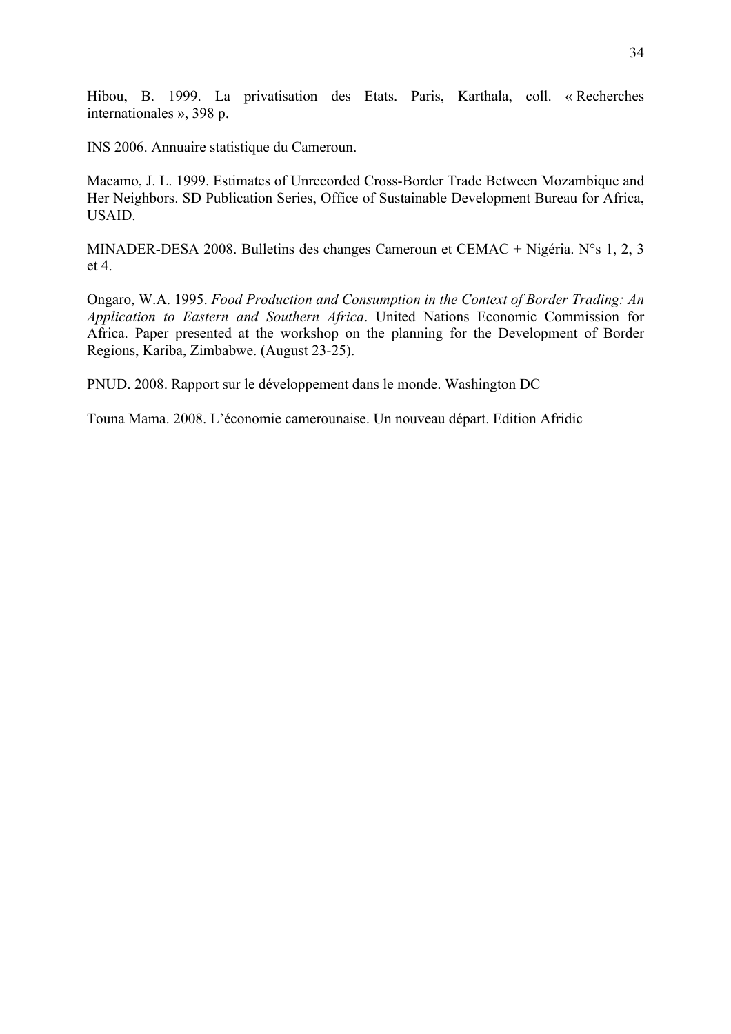Hibou, B. 1999. La privatisation des Etats. Paris, Karthala, coll. « Recherches internationales », 398 p.

INS 2006. Annuaire statistique du Cameroun.

Macamo, J. L. 1999. Estimates of Unrecorded Cross-Border Trade Between Mozambique and Her Neighbors. SD Publication Series, Office of Sustainable Development Bureau for Africa, USAID.

MINADER-DESA 2008. Bulletins des changes Cameroun et CEMAC + Nigéria. N°s 1, 2, 3 et 4.

Ongaro, W.A. 1995. *Food Production and Consumption in the Context of Border Trading: An Application to Eastern and Southern Africa*. United Nations Economic Commission for Africa. Paper presented at the workshop on the planning for the Development of Border Regions, Kariba, Zimbabwe. (August 23-25).

PNUD. 2008. Rapport sur le développement dans le monde. Washington DC

Touna Mama. 2008. L'économie camerounaise. Un nouveau départ. Edition Afridic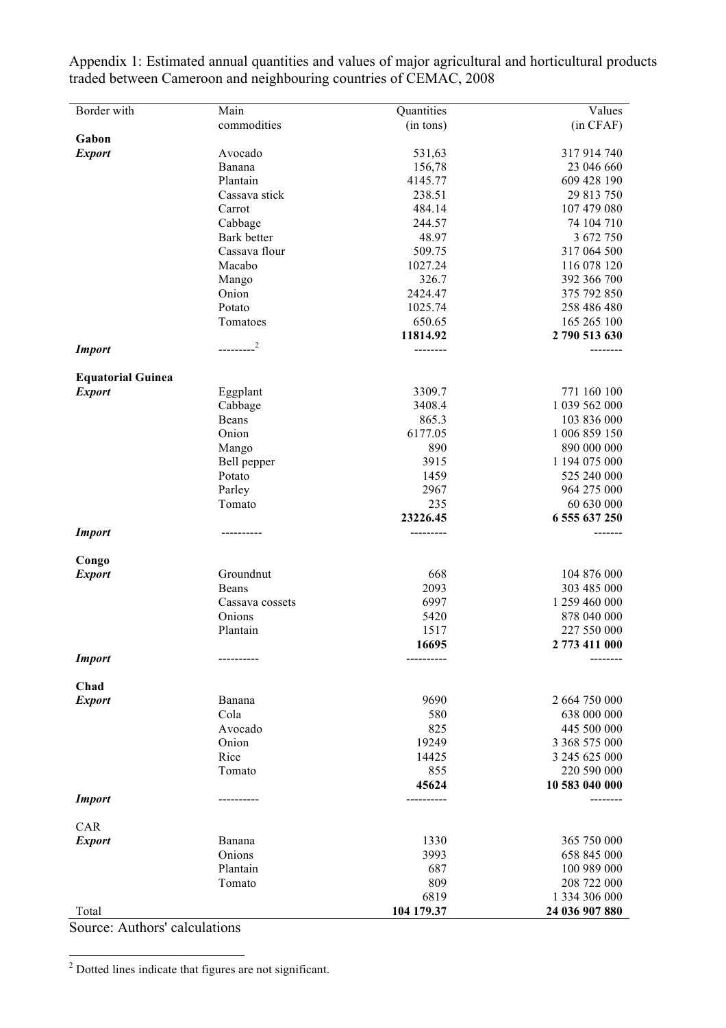Appendix 1: Estimated annual quantities and values of major agricultural and horticultural products traded between Cameroon and neighbouring countries of CEMAC, 2008

| Border with | Main commodities | Quantities (in tons) | Values (in CFAF) |
|---|---|---|---|
| **Gabon** | | | |
| ***Export*** | Avocado | 531,63 | 317 914 740 |
| | Banana | 156,78 | 23 046 660 |
| | Plantain | 4145.77 | 609 428 190 |
| | Cassava stick | 238.51 | 29 813 750 |
| | Carrot | 484.14 | 107 479 080 |
| | Cabbage | 244.57 | 74 104 710 |
| | Bark better | 48.97 | 3 672 750 |
| | Cassava flour | 509.75 | 317 064 500 |
| | Macabo | 1027.24 | 116 078 120 |
| | Mango | 326.7 | 392 366 700 |
| | Onion | 2424.47 | 375 792 850 |
| | Potato | 1025.74 | 258 486 480 |
| | Tomatoes | 650.65 | 165 265 100 |
| | | **11814.92** | **2 790 513 630** |
| ***Import*** | ---------[2] | -------- | -------- |
| **Equatorial Guinea** | | | |
| ***Export*** | Eggplant | 3309.7 | 771 160 100 |
| | Cabbage | 3408.4 | 1 039 562 000 |
| | Beans | 865.3 | 103 836 000 |
| | Onion | 6177.05 | 1 006 859 150 |
| | Mango | 890 | 890 000 000 |
| | Bell pepper | 3915 | 1 194 075 000 |
| | Potato | 1459 | 525 240 000 |
| | Parley | 2967 | 964 275 000 |
| | Tomato | 235 | 60 630 000 |
| | | **23226.45** | **6 555 637 250** |
| ***Import*** | ---------- | --------- | ------- |
| **Congo** | | | |
| ***Export*** | Groundnut | 668 | 104 876 000 |
| | Beans | 2093 | 303 485 000 |
| | Cassava cossets | 6997 | 1 259 460 000 |
| | Onions | 5420 | 878 040 000 |
| | Plantain | 1517 | 227 550 000 |
| | | **16695** | **2 773 411 000** |
| ***Import*** | ---------- | ---------- | -------- |
| **Chad** | | | |
| ***Export*** | Banana | 9690 | 2 664 750 000 |
| | Cola | 580 | 638 000 000 |
| | Avocado | 825 | 445 500 000 |
| | Onion | 19249 | 3 368 575 000 |
| | Rice | 14425 | 3 245 625 000 |
| | Tomato | 855 | 220 590 000 |
| | | **45624** | **10 583 040 000** |
| ***Import*** | ---------- | ---------- | -------- |
| CAR | | | |
| ***Export*** | Banana | 1330 | 365 750 000 |
| | Onions | 3993 | 658 845 000 |
| | Plantain | 687 | 100 989 000 |
| | Tomato | 809 | 208 722 000 |
| | | 6819 | 1 334 306 000 |
| Total | | **104 179.37** | **24 036 907 880** |

Source: Authors' calculations

[2] Dotted lines indicate that figures are not significant.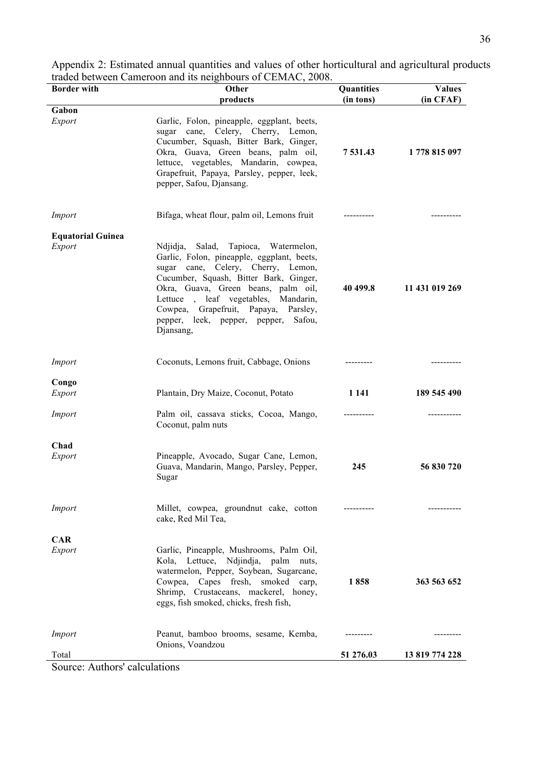Appendix 2: Estimated annual quantities and values of other horticultural and agricultural products traded between Cameroon and its neighbours of CEMAC, 2008.

| Border with | Other products | Quantities (in tons) | Values (in CFAF) |
|---|---|---|---|
| **Gabon** | | | |
| *Export* | Garlic, Folon, pineapple, eggplant, beets, sugar cane, Celery, Cherry, Lemon, Cucumber, Squash, Bitter Bark, Ginger, Okra, Guava, Green beans, palm oil, lettuce, vegetables, Mandarin, cowpea, Grapefruit, Papaya, Parsley, pepper, leek, pepper, Safou, Djansang. | **7 531.43** | **1 778 815 097** |
| *Import* | Bifaga, wheat flour, palm oil, Lemons fruit | ---------- | ---------- |
| **Equatorial Guinea** | | | |
| *Export* | Ndjidja, Salad, Tapioca, Watermelon, Garlic, Folon, pineapple, eggplant, beets, sugar cane, Celery, Cherry, Lemon, Cucumber, Squash, Bitter Bark, Ginger, Okra, Guava, Green beans, palm oil, Lettuce , leaf vegetables, Mandarin, Cowpea, Grapefruit, Papaya, Parsley, pepper, leek, pepper, pepper, Safou, Djansang, | **40 499.8** | **11 431 019 269** |
| *Import* | Coconuts, Lemons fruit, Cabbage, Onions | --------- | ---------- |
| **Congo** | | | |
| *Export* | Plantain, Dry Maize, Coconut, Potato | **1 141** | **189 545 490** |
| *Import* | Palm oil, cassava sticks, Cocoa, Mango, Coconut, palm nuts | ---------- | ----------- |
| **Chad** | | | |
| *Export* | Pineapple, Avocado, Sugar Cane, Lemon, Guava, Mandarin, Mango, Parsley, Pepper, Sugar | **245** | **56 830 720** |
| *Import* | Millet, cowpea, groundnut cake, cotton cake, Red Mil Tea, | ---------- | ----------- |
| **CAR** | | | |
| *Export* | Garlic, Pineapple, Mushrooms, Palm Oil, Kola, Lettuce, Ndjindja, palm nuts, watermelon, Pepper, Soybean, Sugarcane, Cowpea, Capes fresh, smoked carp, Shrimp, Crustaceans, mackerel, honey, eggs, fish smoked, chicks, fresh fish, | **1 858** | **363 563 652** |
| *Import* | Peanut, bamboo brooms, sesame, Kemba, Onions, Voandzou | --------- | --------- |
| Total | | **51 276.03** | **13 819 774 228** |

Source: Authors' calculations